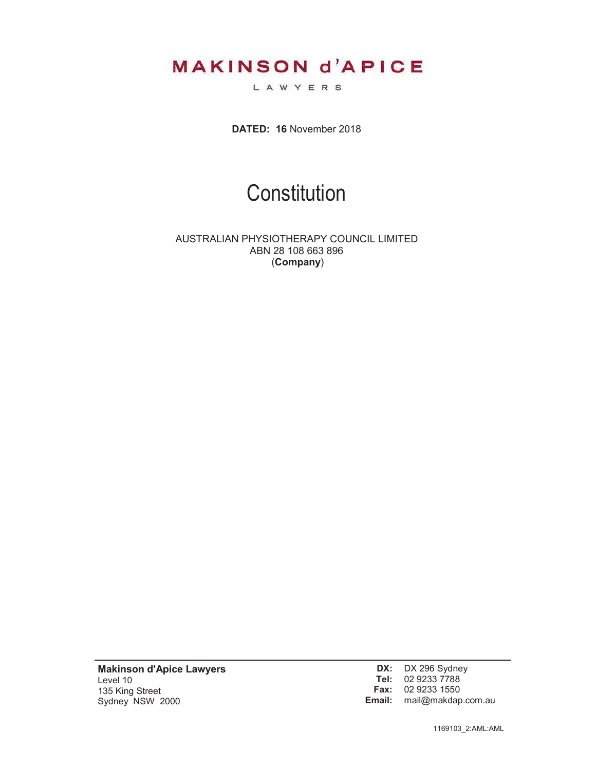**MAKINSON d'APICE**

LAWYERS

**DATED: 16** November 2018

# Constitution

AUSTRALIAN PHYSIOTHERAPY COUNCIL LIMITED
ABN 28 108 663 896
(**Company**)

**Makinson d'Apice Lawyers**
Level 10
135 King Street
Sydney NSW 2000

**DX:** DX 296 Sydney
**Tel:** 02 9233 7788
**Fax:** 02 9233 1550
**Email:** mail@makdap.com.au

1169103_2:AML:AML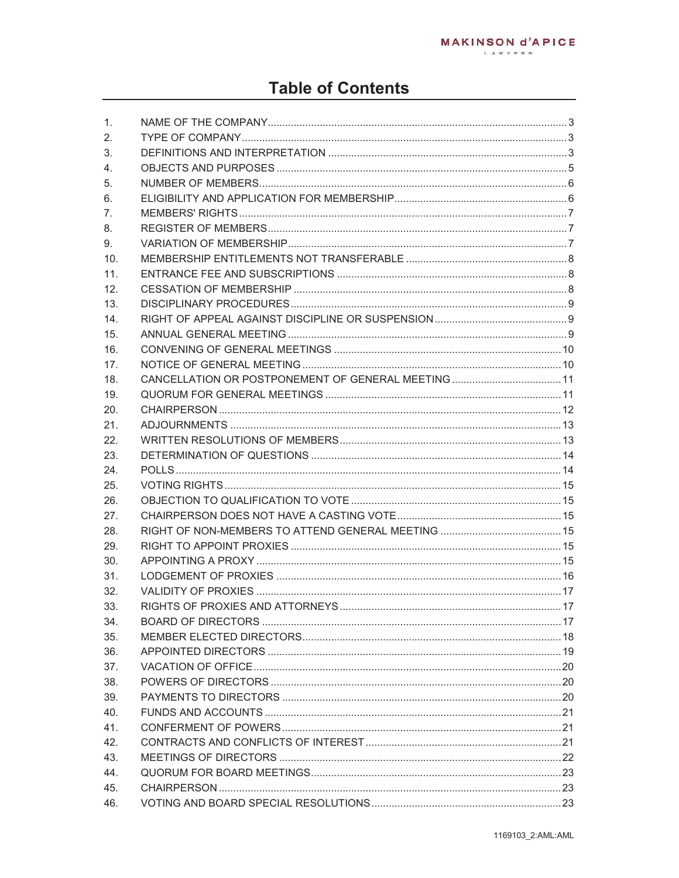# Table of Contents

| | | |
|---|---|---|
| 1. | NAME OF THE COMPANY | 3 |
| 2. | TYPE OF COMPANY | 3 |
| 3. | DEFINITIONS AND INTERPRETATION | 3 |
| 4. | OBJECTS AND PURPOSES | 5 |
| 5. | NUMBER OF MEMBERS | 6 |
| 6. | ELIGIBILITY AND APPLICATION FOR MEMBERSHIP | 6 |
| 7. | MEMBERS' RIGHTS | 7 |
| 8. | REGISTER OF MEMBERS | 7 |
| 9. | VARIATION OF MEMBERSHIP | 7 |
| 10. | MEMBERSHIP ENTITLEMENTS NOT TRANSFERABLE | 8 |
| 11. | ENTRANCE FEE AND SUBSCRIPTIONS | 8 |
| 12. | CESSATION OF MEMBERSHIP | 8 |
| 13. | DISCIPLINARY PROCEDURES | 9 |
| 14. | RIGHT OF APPEAL AGAINST DISCIPLINE OR SUSPENSION | 9 |
| 15. | ANNUAL GENERAL MEETING | 9 |
| 16. | CONVENING OF GENERAL MEETINGS | 10 |
| 17. | NOTICE OF GENERAL MEETING | 10 |
| 18. | CANCELLATION OR POSTPONEMENT OF GENERAL MEETING | 11 |
| 19. | QUORUM FOR GENERAL MEETINGS | 11 |
| 20. | CHAIRPERSON | 12 |
| 21. | ADJOURNMENTS | 13 |
| 22. | WRITTEN RESOLUTIONS OF MEMBERS | 13 |
| 23. | DETERMINATION OF QUESTIONS | 14 |
| 24. | POLLS | 14 |
| 25. | VOTING RIGHTS | 15 |
| 26. | OBJECTION TO QUALIFICATION TO VOTE | 15 |
| 27. | CHAIRPERSON DOES NOT HAVE A CASTING VOTE | 15 |
| 28. | RIGHT OF NON-MEMBERS TO ATTEND GENERAL MEETING | 15 |
| 29. | RIGHT TO APPOINT PROXIES | 15 |
| 30. | APPOINTING A PROXY | 15 |
| 31. | LODGEMENT OF PROXIES | 16 |
| 32. | VALIDITY OF PROXIES | 17 |
| 33. | RIGHTS OF PROXIES AND ATTORNEYS | 17 |
| 34. | BOARD OF DIRECTORS | 17 |
| 35. | MEMBER ELECTED DIRECTORS | 18 |
| 36. | APPOINTED DIRECTORS | 19 |
| 37. | VACATION OF OFFICE | 20 |
| 38. | POWERS OF DIRECTORS | 20 |
| 39. | PAYMENTS TO DIRECTORS | 20 |
| 40. | FUNDS AND ACCOUNTS | 21 |
| 41. | CONFERMENT OF POWERS | 21 |
| 42. | CONTRACTS AND CONFLICTS OF INTEREST | 21 |
| 43. | MEETINGS OF DIRECTORS | 22 |
| 44. | QUORUM FOR BOARD MEETINGS | 23 |
| 45. | CHAIRPERSON | 23 |
| 46. | VOTING AND BOARD SPECIAL RESOLUTIONS | 23 |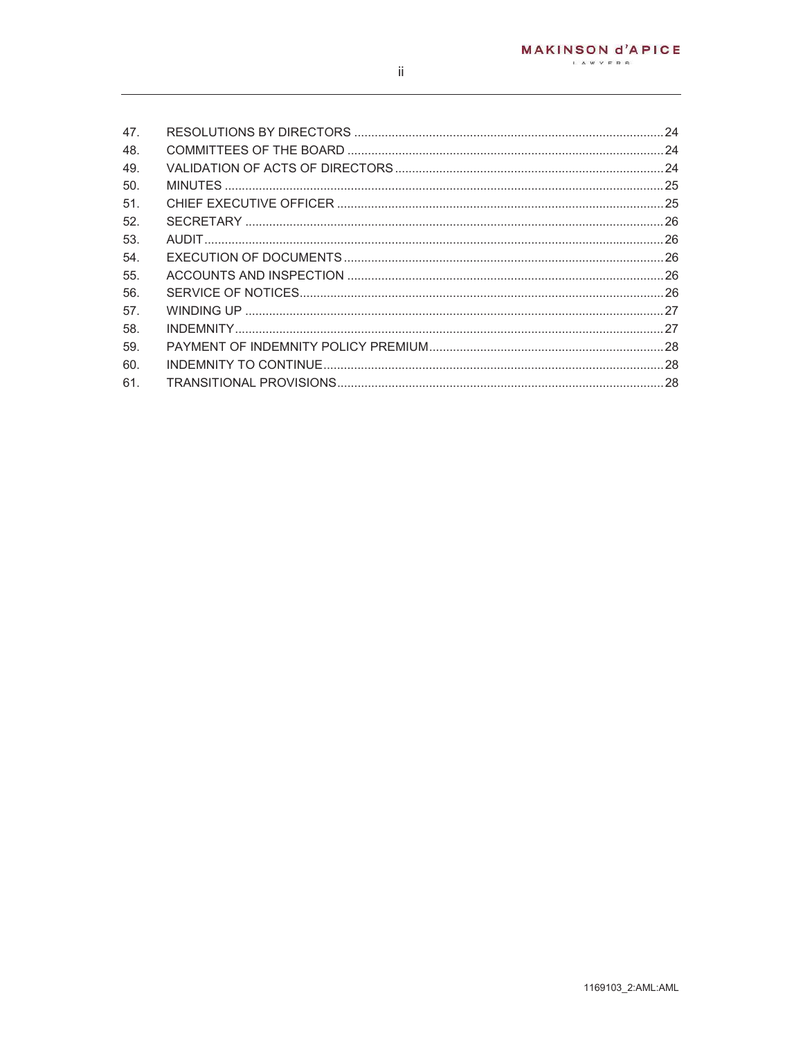| | | |
|---|---|---|
| 47. | RESOLUTIONS BY DIRECTORS | 24 |
| 48. | COMMITTEES OF THE BOARD | 24 |
| 49. | VALIDATION OF ACTS OF DIRECTORS | 24 |
| 50. | MINUTES | 25 |
| 51. | CHIEF EXECUTIVE OFFICER | 25 |
| 52. | SECRETARY | 26 |
| 53. | AUDIT | 26 |
| 54. | EXECUTION OF DOCUMENTS | 26 |
| 55. | ACCOUNTS AND INSPECTION | 26 |
| 56. | SERVICE OF NOTICES | 26 |
| 57. | WINDING UP | 27 |
| 58. | INDEMNITY | 27 |
| 59. | PAYMENT OF INDEMNITY POLICY PREMIUM | 28 |
| 60. | INDEMNITY TO CONTINUE | 28 |
| 61. | TRANSITIONAL PROVISIONS | 28 |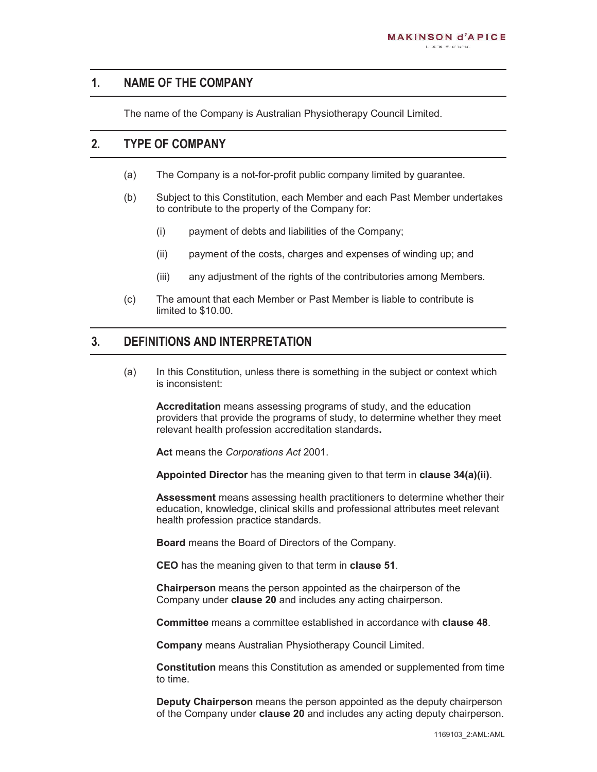## 1. NAME OF THE COMPANY

The name of the Company is Australian Physiotherapy Council Limited.

## 2. TYPE OF COMPANY

(a) The Company is a not-for-profit public company limited by guarantee.

(b) Subject to this Constitution, each Member and each Past Member undertakes to contribute to the property of the Company for:

(i) payment of debts and liabilities of the Company;

(ii) payment of the costs, charges and expenses of winding up; and

(iii) any adjustment of the rights of the contributories among Members.

(c) The amount that each Member or Past Member is liable to contribute is limited to $10.00.

## 3. DEFINITIONS AND INTERPRETATION

(a) In this Constitution, unless there is something in the subject or context which is inconsistent:

**Accreditation** means assessing programs of study, and the education providers that provide the programs of study, to determine whether they meet relevant health profession accreditation standards**.**

**Act** means the *Corporations Act* 2001.

**Appointed Director** has the meaning given to that term in **clause 34(a)(ii)**.

**Assessment** means assessing health practitioners to determine whether their education, knowledge, clinical skills and professional attributes meet relevant health profession practice standards.

**Board** means the Board of Directors of the Company.

**CEO** has the meaning given to that term in **clause 51**.

**Chairperson** means the person appointed as the chairperson of the Company under **clause 20** and includes any acting chairperson.

**Committee** means a committee established in accordance with **clause 48**.

**Company** means Australian Physiotherapy Council Limited.

**Constitution** means this Constitution as amended or supplemented from time to time.

**Deputy Chairperson** means the person appointed as the deputy chairperson of the Company under **clause 20** and includes any acting deputy chairperson.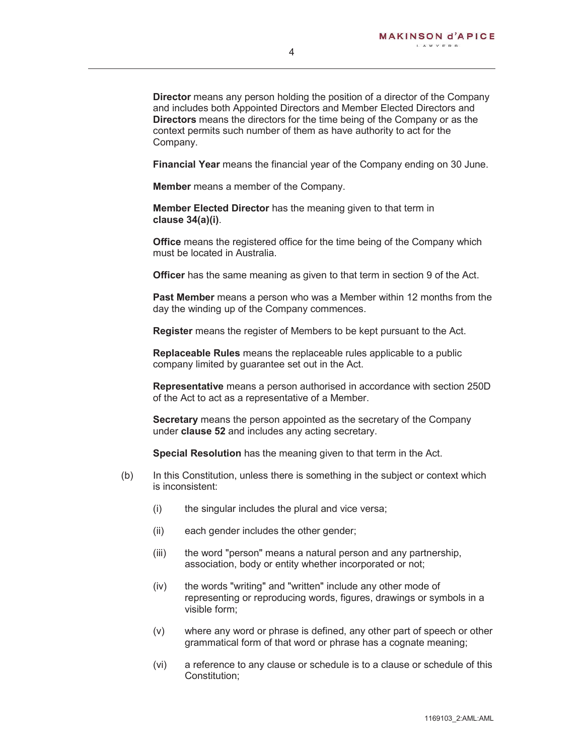**Director** means any person holding the position of a director of the Company and includes both Appointed Directors and Member Elected Directors and **Directors** means the directors for the time being of the Company or as the context permits such number of them as have authority to act for the Company.

**Financial Year** means the financial year of the Company ending on 30 June.

**Member** means a member of the Company.

**Member Elected Director** has the meaning given to that term in **clause 34(a)(i)**.

**Office** means the registered office for the time being of the Company which must be located in Australia.

**Officer** has the same meaning as given to that term in section 9 of the Act.

**Past Member** means a person who was a Member within 12 months from the day the winding up of the Company commences.

**Register** means the register of Members to be kept pursuant to the Act.

**Replaceable Rules** means the replaceable rules applicable to a public company limited by guarantee set out in the Act.

**Representative** means a person authorised in accordance with section 250D of the Act to act as a representative of a Member.

**Secretary** means the person appointed as the secretary of the Company under **clause 52** and includes any acting secretary.

**Special Resolution** has the meaning given to that term in the Act.

(b) In this Constitution, unless there is something in the subject or context which is inconsistent:

(i) the singular includes the plural and vice versa;

(ii) each gender includes the other gender;

(iii) the word "person" means a natural person and any partnership, association, body or entity whether incorporated or not;

(iv) the words "writing" and "written" include any other mode of representing or reproducing words, figures, drawings or symbols in a visible form;

(v) where any word or phrase is defined, any other part of speech or other grammatical form of that word or phrase has a cognate meaning;

(vi) a reference to any clause or schedule is to a clause or schedule of this Constitution;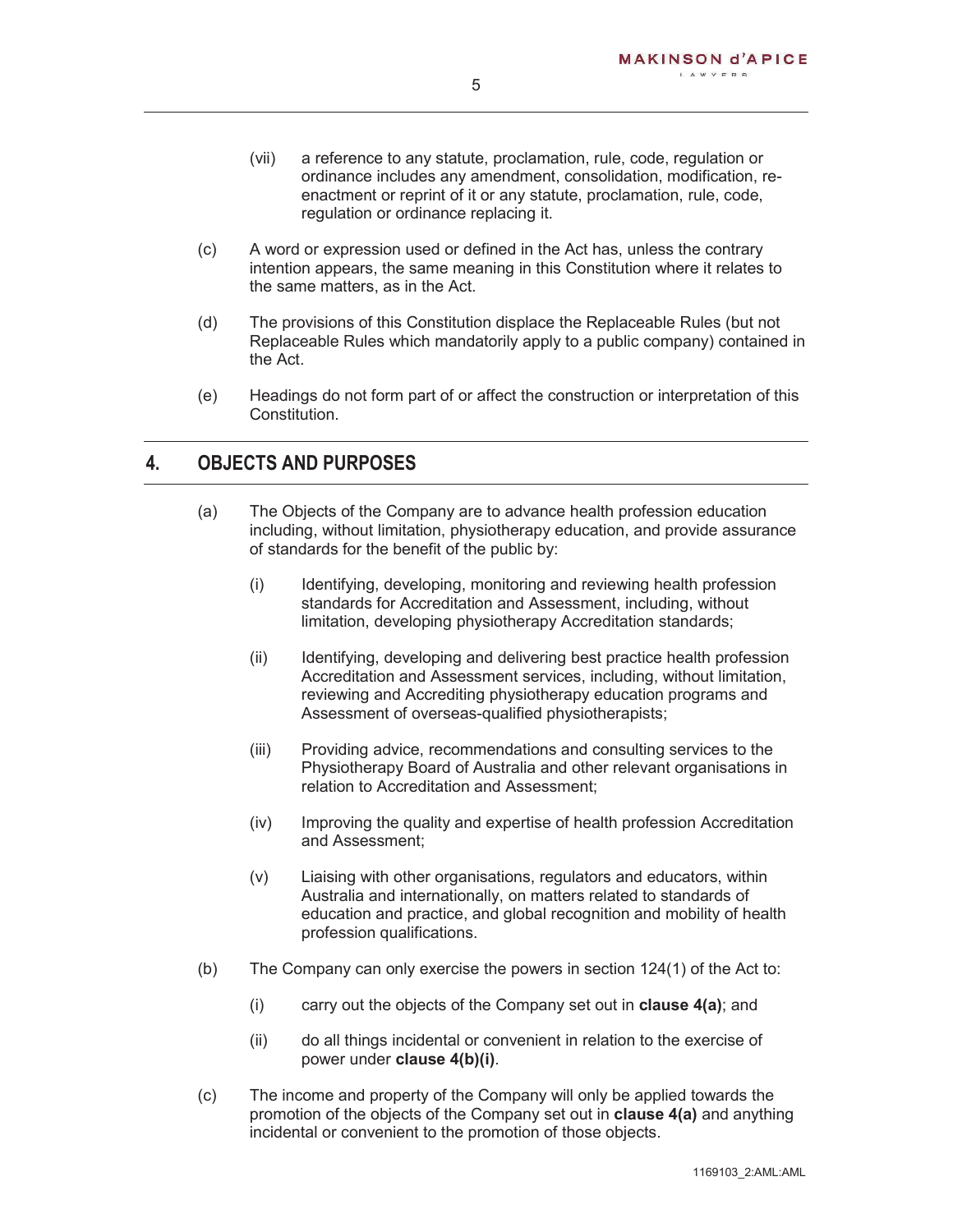(vii) a reference to any statute, proclamation, rule, code, regulation or ordinance includes any amendment, consolidation, modification, re-enactment or reprint of it or any statute, proclamation, rule, code, regulation or ordinance replacing it.

(c) A word or expression used or defined in the Act has, unless the contrary intention appears, the same meaning in this Constitution where it relates to the same matters, as in the Act.

(d) The provisions of this Constitution displace the Replaceable Rules (but not Replaceable Rules which mandatorily apply to a public company) contained in the Act.

(e) Headings do not form part of or affect the construction or interpretation of this Constitution.

## 4. OBJECTS AND PURPOSES

(a) The Objects of the Company are to advance health profession education including, without limitation, physiotherapy education, and provide assurance of standards for the benefit of the public by:

(i) Identifying, developing, monitoring and reviewing health profession standards for Accreditation and Assessment, including, without limitation, developing physiotherapy Accreditation standards;

(ii) Identifying, developing and delivering best practice health profession Accreditation and Assessment services, including, without limitation, reviewing and Accrediting physiotherapy education programs and Assessment of overseas-qualified physiotherapists;

(iii) Providing advice, recommendations and consulting services to the Physiotherapy Board of Australia and other relevant organisations in relation to Accreditation and Assessment;

(iv) Improving the quality and expertise of health profession Accreditation and Assessment;

(v) Liaising with other organisations, regulators and educators, within Australia and internationally, on matters related to standards of education and practice, and global recognition and mobility of health profession qualifications.

(b) The Company can only exercise the powers in section 124(1) of the Act to:

(i) carry out the objects of the Company set out in **clause 4(a)**; and

(ii) do all things incidental or convenient in relation to the exercise of power under **clause 4(b)(i)**.

(c) The income and property of the Company will only be applied towards the promotion of the objects of the Company set out in **clause 4(a)** and anything incidental or convenient to the promotion of those objects.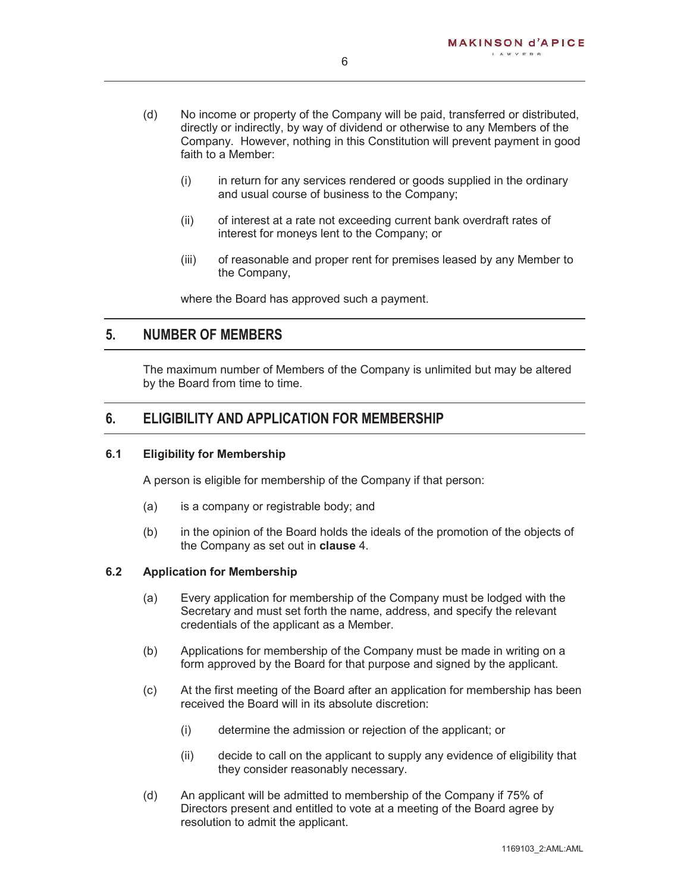(d) No income or property of the Company will be paid, transferred or distributed, directly or indirectly, by way of dividend or otherwise to any Members of the Company. However, nothing in this Constitution will prevent payment in good faith to a Member:

  (i) in return for any services rendered or goods supplied in the ordinary and usual course of business to the Company;

  (ii) of interest at a rate not exceeding current bank overdraft rates of interest for moneys lent to the Company; or

  (iii) of reasonable and proper rent for premises leased by any Member to the Company,

  where the Board has approved such a payment.

## 5. NUMBER OF MEMBERS

The maximum number of Members of the Company is unlimited but may be altered by the Board from time to time.

## 6. ELIGIBILITY AND APPLICATION FOR MEMBERSHIP

### 6.1 Eligibility for Membership

A person is eligible for membership of the Company if that person:

(a) is a company or registrable body; and

(b) in the opinion of the Board holds the ideals of the promotion of the objects of the Company as set out in **clause** 4.

### 6.2 Application for Membership

(a) Every application for membership of the Company must be lodged with the Secretary and must set forth the name, address, and specify the relevant credentials of the applicant as a Member.

(b) Applications for membership of the Company must be made in writing on a form approved by the Board for that purpose and signed by the applicant.

(c) At the first meeting of the Board after an application for membership has been received the Board will in its absolute discretion:

  (i) determine the admission or rejection of the applicant; or

  (ii) decide to call on the applicant to supply any evidence of eligibility that they consider reasonably necessary.

(d) An applicant will be admitted to membership of the Company if 75% of Directors present and entitled to vote at a meeting of the Board agree by resolution to admit the applicant.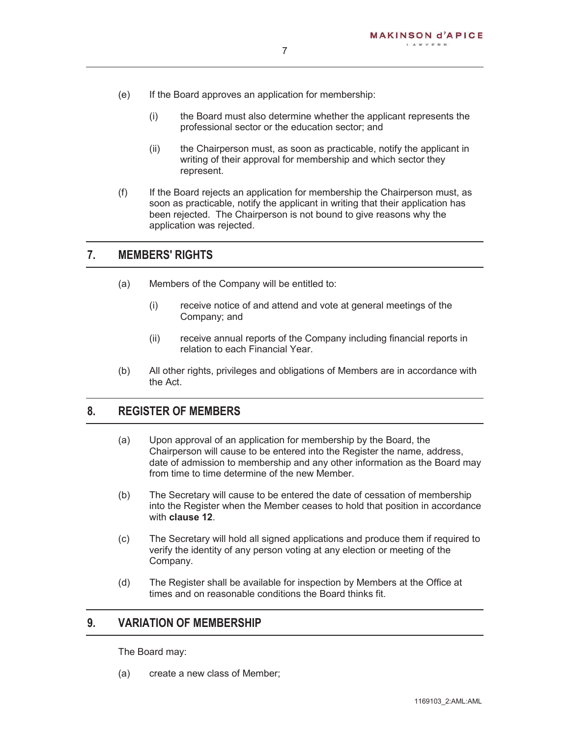(e) If the Board approves an application for membership:

    (i) the Board must also determine whether the applicant represents the professional sector or the education sector; and

    (ii) the Chairperson must, as soon as practicable, notify the applicant in writing of their approval for membership and which sector they represent.

(f) If the Board rejects an application for membership the Chairperson must, as soon as practicable, notify the applicant in writing that their application has been rejected. The Chairperson is not bound to give reasons why the application was rejected.

## 7. MEMBERS' RIGHTS

(a) Members of the Company will be entitled to:

    (i) receive notice of and attend and vote at general meetings of the Company; and

    (ii) receive annual reports of the Company including financial reports in relation to each Financial Year.

(b) All other rights, privileges and obligations of Members are in accordance with the Act.

## 8. REGISTER OF MEMBERS

(a) Upon approval of an application for membership by the Board, the Chairperson will cause to be entered into the Register the name, address, date of admission to membership and any other information as the Board may from time to time determine of the new Member.

(b) The Secretary will cause to be entered the date of cessation of membership into the Register when the Member ceases to hold that position in accordance with **clause 12**.

(c) The Secretary will hold all signed applications and produce them if required to verify the identity of any person voting at any election or meeting of the Company.

(d) The Register shall be available for inspection by Members at the Office at times and on reasonable conditions the Board thinks fit.

## 9. VARIATION OF MEMBERSHIP

The Board may:

(a) create a new class of Member;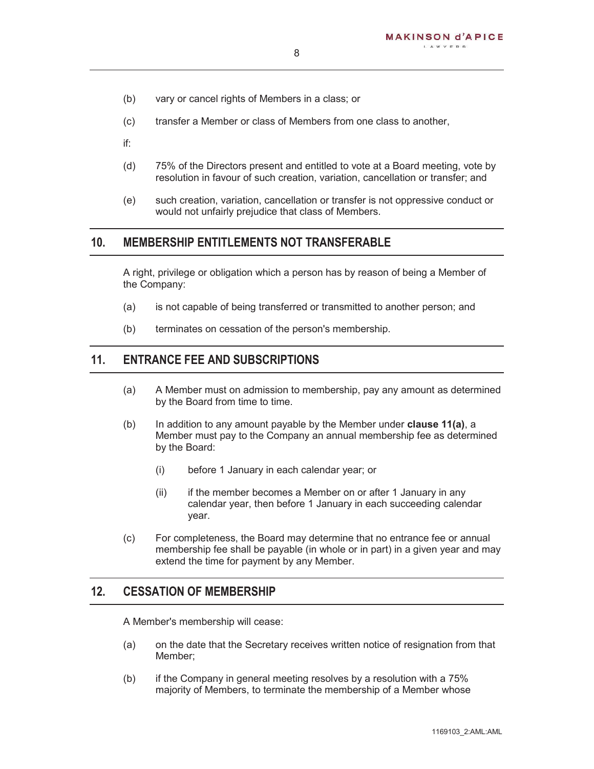(b) vary or cancel rights of Members in a class; or

(c) transfer a Member or class of Members from one class to another,

if:

(d) 75% of the Directors present and entitled to vote at a Board meeting, vote by resolution in favour of such creation, variation, cancellation or transfer; and

(e) such creation, variation, cancellation or transfer is not oppressive conduct or would not unfairly prejudice that class of Members.

## 10. MEMBERSHIP ENTITLEMENTS NOT TRANSFERABLE

A right, privilege or obligation which a person has by reason of being a Member of the Company:

(a) is not capable of being transferred or transmitted to another person; and

(b) terminates on cessation of the person's membership.

## 11. ENTRANCE FEE AND SUBSCRIPTIONS

(a) A Member must on admission to membership, pay any amount as determined by the Board from time to time.

(b) In addition to any amount payable by the Member under **clause 11(a)**, a Member must pay to the Company an annual membership fee as determined by the Board:

  (i) before 1 January in each calendar year; or

  (ii) if the member becomes a Member on or after 1 January in any calendar year, then before 1 January in each succeeding calendar year.

(c) For completeness, the Board may determine that no entrance fee or annual membership fee shall be payable (in whole or in part) in a given year and may extend the time for payment by any Member.

## 12. CESSATION OF MEMBERSHIP

A Member's membership will cease:

(a) on the date that the Secretary receives written notice of resignation from that Member;

(b) if the Company in general meeting resolves by a resolution with a 75% majority of Members, to terminate the membership of a Member whose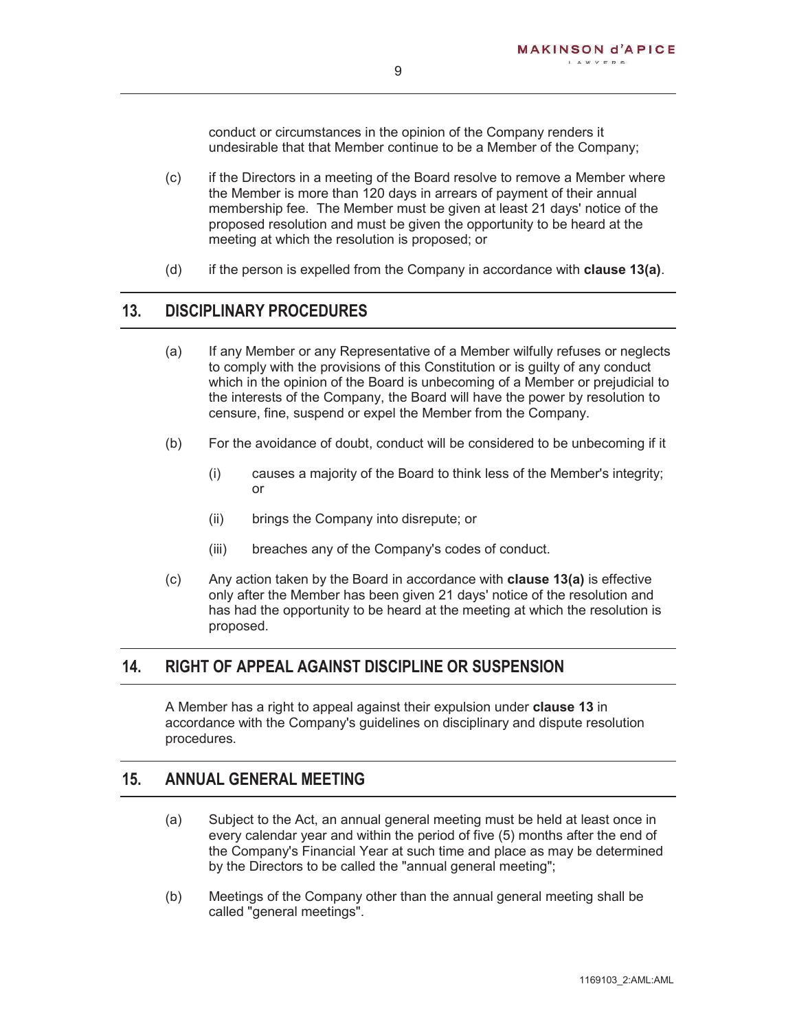conduct or circumstances in the opinion of the Company renders it undesirable that that Member continue to be a Member of the Company;

(c) if the Directors in a meeting of the Board resolve to remove a Member where the Member is more than 120 days in arrears of payment of their annual membership fee. The Member must be given at least 21 days' notice of the proposed resolution and must be given the opportunity to be heard at the meeting at which the resolution is proposed; or

(d) if the person is expelled from the Company in accordance with **clause 13(a)**.

## 13. DISCIPLINARY PROCEDURES

(a) If any Member or any Representative of a Member wilfully refuses or neglects to comply with the provisions of this Constitution or is guilty of any conduct which in the opinion of the Board is unbecoming of a Member or prejudicial to the interests of the Company, the Board will have the power by resolution to censure, fine, suspend or expel the Member from the Company.

(b) For the avoidance of doubt, conduct will be considered to be unbecoming if it

(i) causes a majority of the Board to think less of the Member's integrity; or

(ii) brings the Company into disrepute; or

(iii) breaches any of the Company's codes of conduct.

(c) Any action taken by the Board in accordance with **clause 13(a)** is effective only after the Member has been given 21 days' notice of the resolution and has had the opportunity to be heard at the meeting at which the resolution is proposed.

## 14. RIGHT OF APPEAL AGAINST DISCIPLINE OR SUSPENSION

A Member has a right to appeal against their expulsion under **clause 13** in accordance with the Company's guidelines on disciplinary and dispute resolution procedures.

## 15. ANNUAL GENERAL MEETING

(a) Subject to the Act, an annual general meeting must be held at least once in every calendar year and within the period of five (5) months after the end of the Company's Financial Year at such time and place as may be determined by the Directors to be called the "annual general meeting";

(b) Meetings of the Company other than the annual general meeting shall be called "general meetings".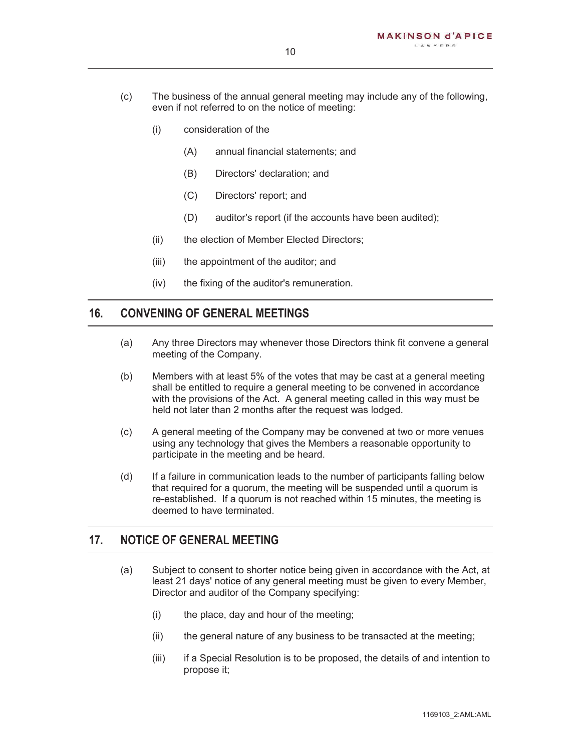(c) The business of the annual general meeting may include any of the following, even if not referred to on the notice of meeting:

   (i) consideration of the

      (A) annual financial statements; and

      (B) Directors' declaration; and

      (C) Directors' report; and

      (D) auditor's report (if the accounts have been audited);

   (ii) the election of Member Elected Directors;

   (iii) the appointment of the auditor; and

   (iv) the fixing of the auditor's remuneration.

## 16. CONVENING OF GENERAL MEETINGS

(a) Any three Directors may whenever those Directors think fit convene a general meeting of the Company.

(b) Members with at least 5% of the votes that may be cast at a general meeting shall be entitled to require a general meeting to be convened in accordance with the provisions of the Act. A general meeting called in this way must be held not later than 2 months after the request was lodged.

(c) A general meeting of the Company may be convened at two or more venues using any technology that gives the Members a reasonable opportunity to participate in the meeting and be heard.

(d) If a failure in communication leads to the number of participants falling below that required for a quorum, the meeting will be suspended until a quorum is re-established. If a quorum is not reached within 15 minutes, the meeting is deemed to have terminated.

## 17. NOTICE OF GENERAL MEETING

(a) Subject to consent to shorter notice being given in accordance with the Act, at least 21 days' notice of any general meeting must be given to every Member, Director and auditor of the Company specifying:

   (i) the place, day and hour of the meeting;

   (ii) the general nature of any business to be transacted at the meeting;

   (iii) if a Special Resolution is to be proposed, the details of and intention to propose it;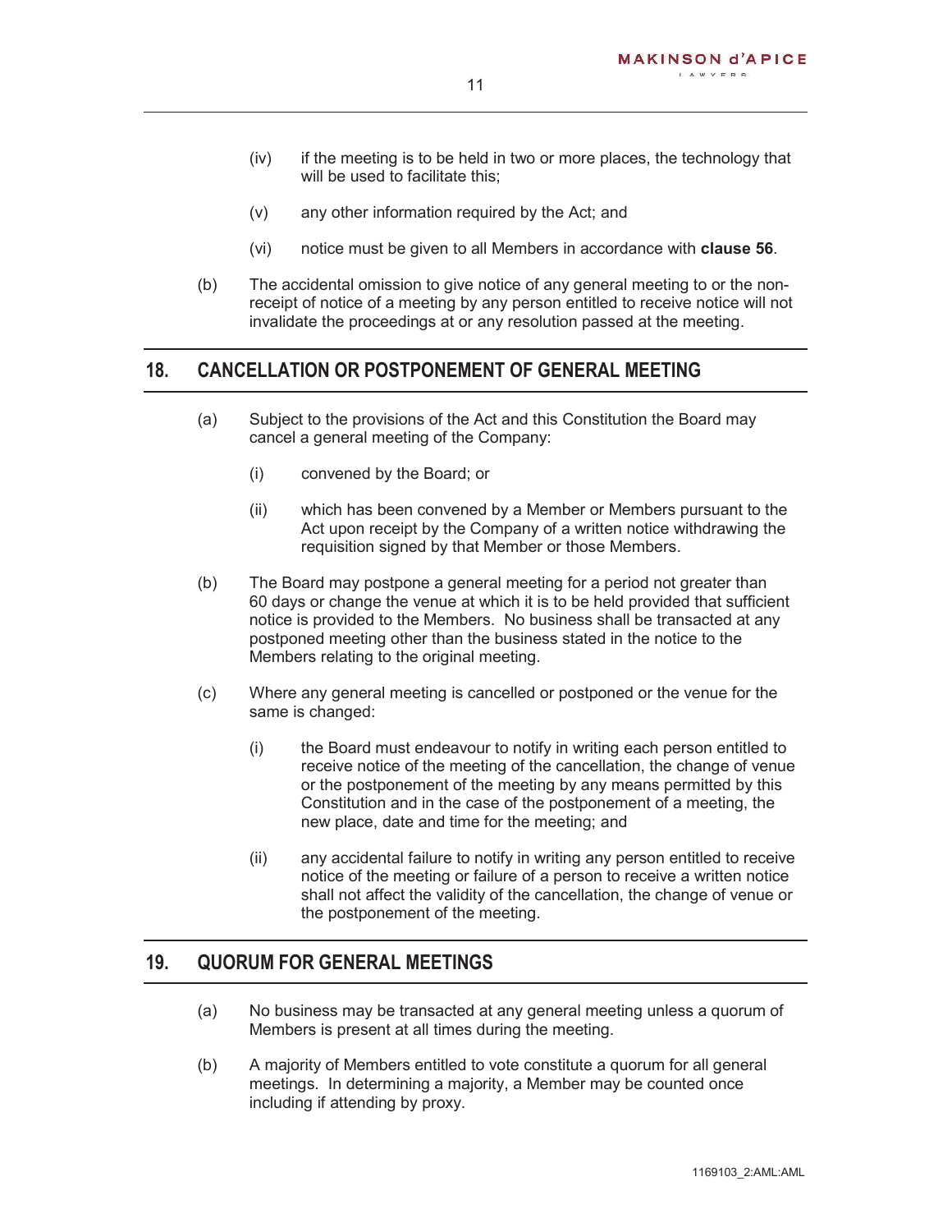(iv) if the meeting is to be held in two or more places, the technology that will be used to facilitate this;

(v) any other information required by the Act; and

(vi) notice must be given to all Members in accordance with **clause 56**.

(b) The accidental omission to give notice of any general meeting to or the non-receipt of notice of a meeting by any person entitled to receive notice will not invalidate the proceedings at or any resolution passed at the meeting.

## 18. CANCELLATION OR POSTPONEMENT OF GENERAL MEETING

(a) Subject to the provisions of the Act and this Constitution the Board may cancel a general meeting of the Company:

(i) convened by the Board; or

(ii) which has been convened by a Member or Members pursuant to the Act upon receipt by the Company of a written notice withdrawing the requisition signed by that Member or those Members.

(b) The Board may postpone a general meeting for a period not greater than 60 days or change the venue at which it is to be held provided that sufficient notice is provided to the Members. No business shall be transacted at any postponed meeting other than the business stated in the notice to the Members relating to the original meeting.

(c) Where any general meeting is cancelled or postponed or the venue for the same is changed:

(i) the Board must endeavour to notify in writing each person entitled to receive notice of the meeting of the cancellation, the change of venue or the postponement of the meeting by any means permitted by this Constitution and in the case of the postponement of a meeting, the new place, date and time for the meeting; and

(ii) any accidental failure to notify in writing any person entitled to receive notice of the meeting or failure of a person to receive a written notice shall not affect the validity of the cancellation, the change of venue or the postponement of the meeting.

## 19. QUORUM FOR GENERAL MEETINGS

(a) No business may be transacted at any general meeting unless a quorum of Members is present at all times during the meeting.

(b) A majority of Members entitled to vote constitute a quorum for all general meetings. In determining a majority, a Member may be counted once including if attending by proxy.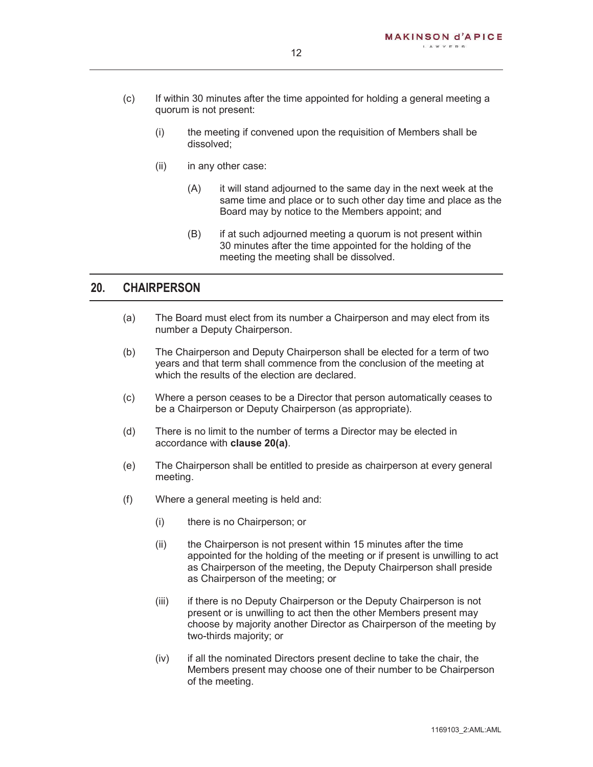(c) If within 30 minutes after the time appointed for holding a general meeting a quorum is not present:

   (i) the meeting if convened upon the requisition of Members shall be dissolved;

   (ii) in any other case:

      (A) it will stand adjourned to the same day in the next week at the same time and place or to such other day time and place as the Board may by notice to the Members appoint; and

      (B) if at such adjourned meeting a quorum is not present within 30 minutes after the time appointed for the holding of the meeting the meeting shall be dissolved.

## 20. CHAIRPERSON

(a) The Board must elect from its number a Chairperson and may elect from its number a Deputy Chairperson.

(b) The Chairperson and Deputy Chairperson shall be elected for a term of two years and that term shall commence from the conclusion of the meeting at which the results of the election are declared.

(c) Where a person ceases to be a Director that person automatically ceases to be a Chairperson or Deputy Chairperson (as appropriate).

(d) There is no limit to the number of terms a Director may be elected in accordance with **clause 20(a)**.

(e) The Chairperson shall be entitled to preside as chairperson at every general meeting.

(f) Where a general meeting is held and:

   (i) there is no Chairperson; or

   (ii) the Chairperson is not present within 15 minutes after the time appointed for the holding of the meeting or if present is unwilling to act as Chairperson of the meeting, the Deputy Chairperson shall preside as Chairperson of the meeting; or

   (iii) if there is no Deputy Chairperson or the Deputy Chairperson is not present or is unwilling to act then the other Members present may choose by majority another Director as Chairperson of the meeting by two-thirds majority; or

   (iv) if all the nominated Directors present decline to take the chair, the Members present may choose one of their number to be Chairperson of the meeting.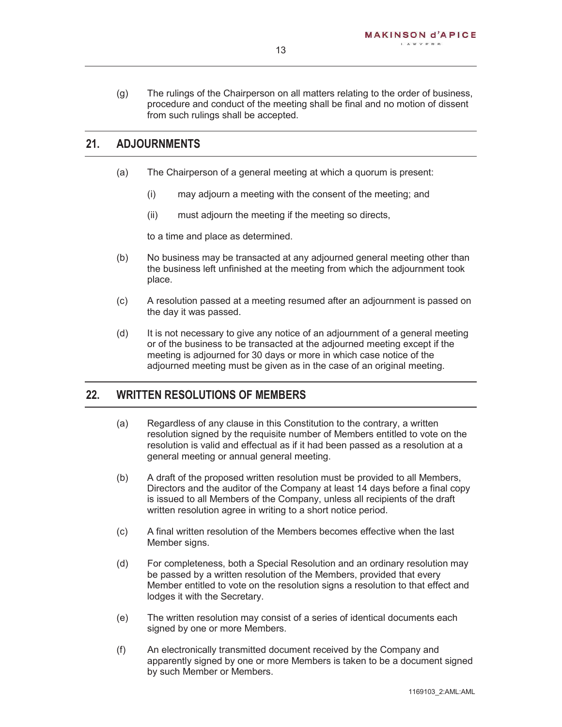(g) The rulings of the Chairperson on all matters relating to the order of business, procedure and conduct of the meeting shall be final and no motion of dissent from such rulings shall be accepted.

## 21. ADJOURNMENTS

(a) The Chairperson of a general meeting at which a quorum is present:

(i) may adjourn a meeting with the consent of the meeting; and

(ii) must adjourn the meeting if the meeting so directs,

to a time and place as determined.

(b) No business may be transacted at any adjourned general meeting other than the business left unfinished at the meeting from which the adjournment took place.

(c) A resolution passed at a meeting resumed after an adjournment is passed on the day it was passed.

(d) It is not necessary to give any notice of an adjournment of a general meeting or of the business to be transacted at the adjourned meeting except if the meeting is adjourned for 30 days or more in which case notice of the adjourned meeting must be given as in the case of an original meeting.

## 22. WRITTEN RESOLUTIONS OF MEMBERS

(a) Regardless of any clause in this Constitution to the contrary, a written resolution signed by the requisite number of Members entitled to vote on the resolution is valid and effectual as if it had been passed as a resolution at a general meeting or annual general meeting.

(b) A draft of the proposed written resolution must be provided to all Members, Directors and the auditor of the Company at least 14 days before a final copy is issued to all Members of the Company, unless all recipients of the draft written resolution agree in writing to a short notice period.

(c) A final written resolution of the Members becomes effective when the last Member signs.

(d) For completeness, both a Special Resolution and an ordinary resolution may be passed by a written resolution of the Members, provided that every Member entitled to vote on the resolution signs a resolution to that effect and lodges it with the Secretary.

(e) The written resolution may consist of a series of identical documents each signed by one or more Members.

(f) An electronically transmitted document received by the Company and apparently signed by one or more Members is taken to be a document signed by such Member or Members.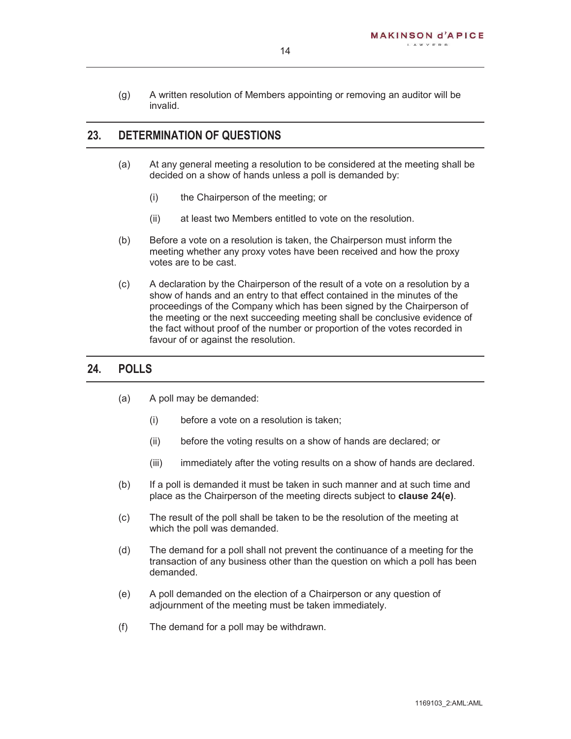(g) A written resolution of Members appointing or removing an auditor will be invalid.

## 23. DETERMINATION OF QUESTIONS

(a) At any general meeting a resolution to be considered at the meeting shall be decided on a show of hands unless a poll is demanded by:

  (i) the Chairperson of the meeting; or

  (ii) at least two Members entitled to vote on the resolution.

(b) Before a vote on a resolution is taken, the Chairperson must inform the meeting whether any proxy votes have been received and how the proxy votes are to be cast.

(c) A declaration by the Chairperson of the result of a vote on a resolution by a show of hands and an entry to that effect contained in the minutes of the proceedings of the Company which has been signed by the Chairperson of the meeting or the next succeeding meeting shall be conclusive evidence of the fact without proof of the number or proportion of the votes recorded in favour of or against the resolution.

## 24. POLLS

(a) A poll may be demanded:

  (i) before a vote on a resolution is taken;

  (ii) before the voting results on a show of hands are declared; or

  (iii) immediately after the voting results on a show of hands are declared.

(b) If a poll is demanded it must be taken in such manner and at such time and place as the Chairperson of the meeting directs subject to **clause 24(e)**.

(c) The result of the poll shall be taken to be the resolution of the meeting at which the poll was demanded.

(d) The demand for a poll shall not prevent the continuance of a meeting for the transaction of any business other than the question on which a poll has been demanded.

(e) A poll demanded on the election of a Chairperson or any question of adjournment of the meeting must be taken immediately.

(f) The demand for a poll may be withdrawn.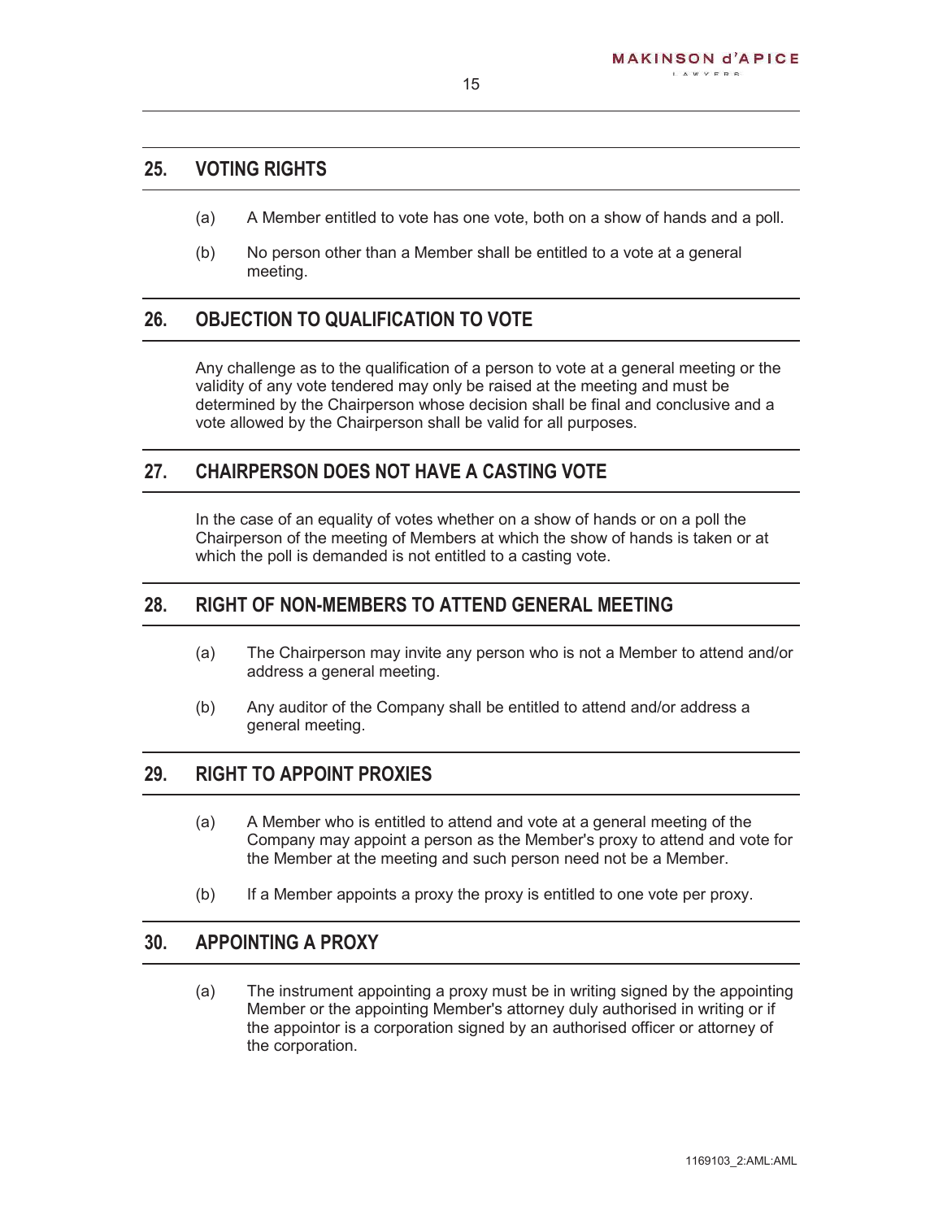## 25. VOTING RIGHTS

(a) A Member entitled to vote has one vote, both on a show of hands and a poll.

(b) No person other than a Member shall be entitled to a vote at a general meeting.

## 26. OBJECTION TO QUALIFICATION TO VOTE

Any challenge as to the qualification of a person to vote at a general meeting or the validity of any vote tendered may only be raised at the meeting and must be determined by the Chairperson whose decision shall be final and conclusive and a vote allowed by the Chairperson shall be valid for all purposes.

## 27. CHAIRPERSON DOES NOT HAVE A CASTING VOTE

In the case of an equality of votes whether on a show of hands or on a poll the Chairperson of the meeting of Members at which the show of hands is taken or at which the poll is demanded is not entitled to a casting vote.

## 28. RIGHT OF NON-MEMBERS TO ATTEND GENERAL MEETING

(a) The Chairperson may invite any person who is not a Member to attend and/or address a general meeting.

(b) Any auditor of the Company shall be entitled to attend and/or address a general meeting.

## 29. RIGHT TO APPOINT PROXIES

(a) A Member who is entitled to attend and vote at a general meeting of the Company may appoint a person as the Member's proxy to attend and vote for the Member at the meeting and such person need not be a Member.

(b) If a Member appoints a proxy the proxy is entitled to one vote per proxy.

## 30. APPOINTING A PROXY

(a) The instrument appointing a proxy must be in writing signed by the appointing Member or the appointing Member's attorney duly authorised in writing or if the appointor is a corporation signed by an authorised officer or attorney of the corporation.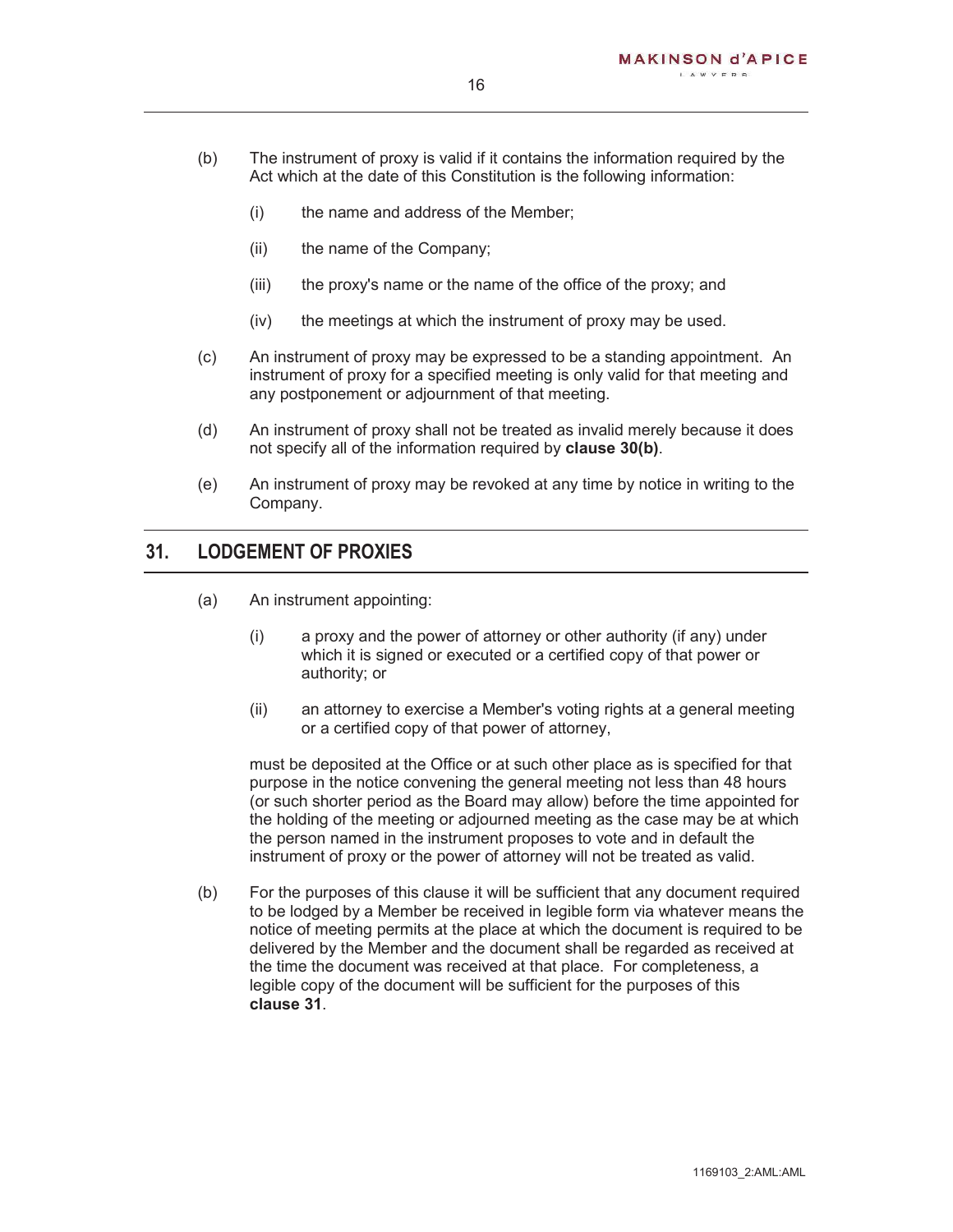(b) The instrument of proxy is valid if it contains the information required by the Act which at the date of this Constitution is the following information:

   (i) the name and address of the Member;

   (ii) the name of the Company;

   (iii) the proxy's name or the name of the office of the proxy; and

   (iv) the meetings at which the instrument of proxy may be used.

(c) An instrument of proxy may be expressed to be a standing appointment. An instrument of proxy for a specified meeting is only valid for that meeting and any postponement or adjournment of that meeting.

(d) An instrument of proxy shall not be treated as invalid merely because it does not specify all of the information required by **clause 30(b)**.

(e) An instrument of proxy may be revoked at any time by notice in writing to the Company.

## 31. LODGEMENT OF PROXIES

(a) An instrument appointing:

   (i) a proxy and the power of attorney or other authority (if any) under which it is signed or executed or a certified copy of that power or authority; or

   (ii) an attorney to exercise a Member's voting rights at a general meeting or a certified copy of that power of attorney,

   must be deposited at the Office or at such other place as is specified for that purpose in the notice convening the general meeting not less than 48 hours (or such shorter period as the Board may allow) before the time appointed for the holding of the meeting or adjourned meeting as the case may be at which the person named in the instrument proposes to vote and in default the instrument of proxy or the power of attorney will not be treated as valid.

(b) For the purposes of this clause it will be sufficient that any document required to be lodged by a Member be received in legible form via whatever means the notice of meeting permits at the place at which the document is required to be delivered by the Member and the document shall be regarded as received at the time the document was received at that place. For completeness, a legible copy of the document will be sufficient for the purposes of this **clause 31**.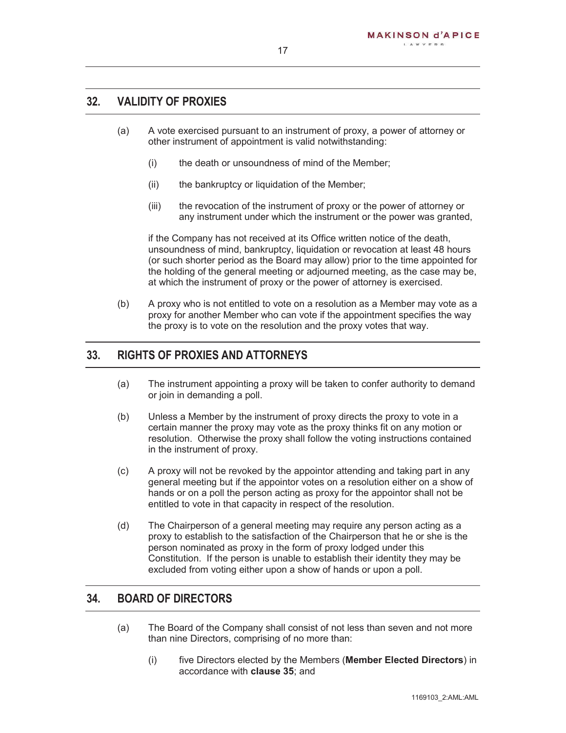## 32. VALIDITY OF PROXIES

(a) A vote exercised pursuant to an instrument of proxy, a power of attorney or other instrument of appointment is valid notwithstanding:

   (i) the death or unsoundness of mind of the Member;

   (ii) the bankruptcy or liquidation of the Member;

   (iii) the revocation of the instrument of proxy or the power of attorney or any instrument under which the instrument or the power was granted,

   if the Company has not received at its Office written notice of the death, unsoundness of mind, bankruptcy, liquidation or revocation at least 48 hours (or such shorter period as the Board may allow) prior to the time appointed for the holding of the general meeting or adjourned meeting, as the case may be, at which the instrument of proxy or the power of attorney is exercised.

(b) A proxy who is not entitled to vote on a resolution as a Member may vote as a proxy for another Member who can vote if the appointment specifies the way the proxy is to vote on the resolution and the proxy votes that way.

## 33. RIGHTS OF PROXIES AND ATTORNEYS

(a) The instrument appointing a proxy will be taken to confer authority to demand or join in demanding a poll.

(b) Unless a Member by the instrument of proxy directs the proxy to vote in a certain manner the proxy may vote as the proxy thinks fit on any motion or resolution. Otherwise the proxy shall follow the voting instructions contained in the instrument of proxy.

(c) A proxy will not be revoked by the appointor attending and taking part in any general meeting but if the appointor votes on a resolution either on a show of hands or on a poll the person acting as proxy for the appointor shall not be entitled to vote in that capacity in respect of the resolution.

(d) The Chairperson of a general meeting may require any person acting as a proxy to establish to the satisfaction of the Chairperson that he or she is the person nominated as proxy in the form of proxy lodged under this Constitution. If the person is unable to establish their identity they may be excluded from voting either upon a show of hands or upon a poll.

## 34. BOARD OF DIRECTORS

(a) The Board of the Company shall consist of not less than seven and not more than nine Directors, comprising of no more than:

   (i) five Directors elected by the Members (**Member Elected Directors**) in accordance with **clause 35**; and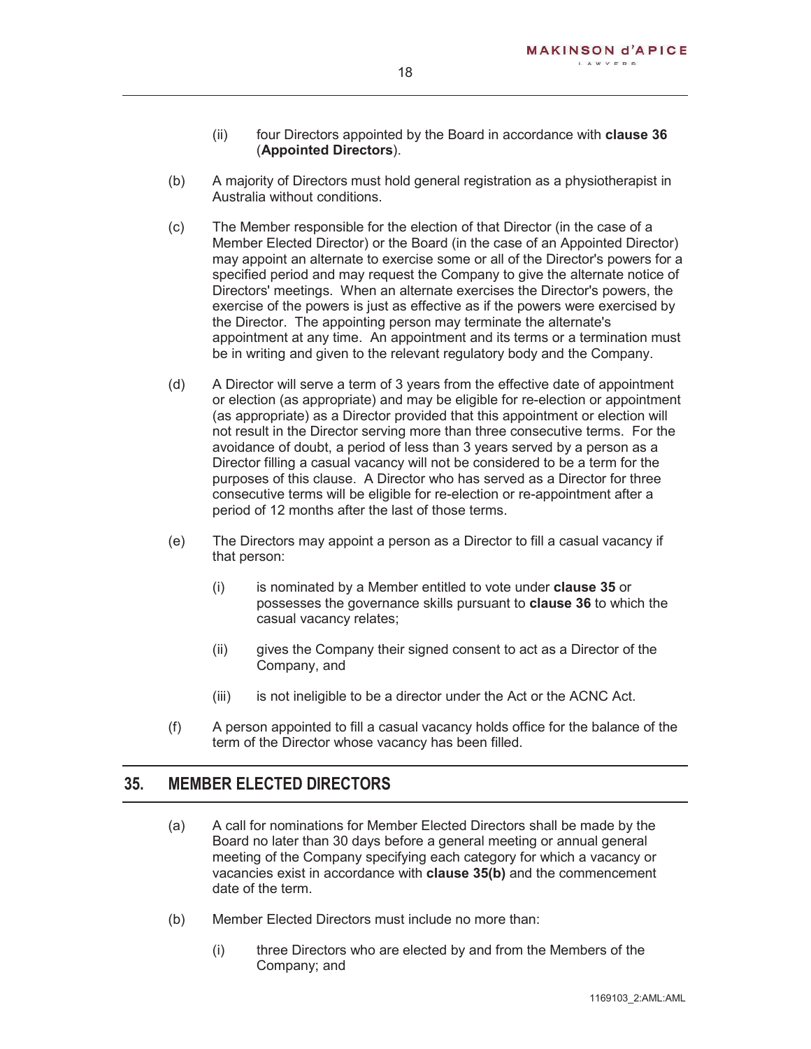(ii) four Directors appointed by the Board in accordance with **clause 36** (**Appointed Directors**).

(b) A majority of Directors must hold general registration as a physiotherapist in Australia without conditions.

(c) The Member responsible for the election of that Director (in the case of a Member Elected Director) or the Board (in the case of an Appointed Director) may appoint an alternate to exercise some or all of the Director's powers for a specified period and may request the Company to give the alternate notice of Directors' meetings. When an alternate exercises the Director's powers, the exercise of the powers is just as effective as if the powers were exercised by the Director. The appointing person may terminate the alternate's appointment at any time. An appointment and its terms or a termination must be in writing and given to the relevant regulatory body and the Company.

(d) A Director will serve a term of 3 years from the effective date of appointment or election (as appropriate) and may be eligible for re-election or appointment (as appropriate) as a Director provided that this appointment or election will not result in the Director serving more than three consecutive terms. For the avoidance of doubt, a period of less than 3 years served by a person as a Director filling a casual vacancy will not be considered to be a term for the purposes of this clause. A Director who has served as a Director for three consecutive terms will be eligible for re-election or re-appointment after a period of 12 months after the last of those terms.

(e) The Directors may appoint a person as a Director to fill a casual vacancy if that person:

(i) is nominated by a Member entitled to vote under **clause 35** or possesses the governance skills pursuant to **clause 36** to which the casual vacancy relates;

(ii) gives the Company their signed consent to act as a Director of the Company, and

(iii) is not ineligible to be a director under the Act or the ACNC Act.

(f) A person appointed to fill a casual vacancy holds office for the balance of the term of the Director whose vacancy has been filled.

## 35. MEMBER ELECTED DIRECTORS

(a) A call for nominations for Member Elected Directors shall be made by the Board no later than 30 days before a general meeting or annual general meeting of the Company specifying each category for which a vacancy or vacancies exist in accordance with **clause 35(b)** and the commencement date of the term.

(b) Member Elected Directors must include no more than:

(i) three Directors who are elected by and from the Members of the Company; and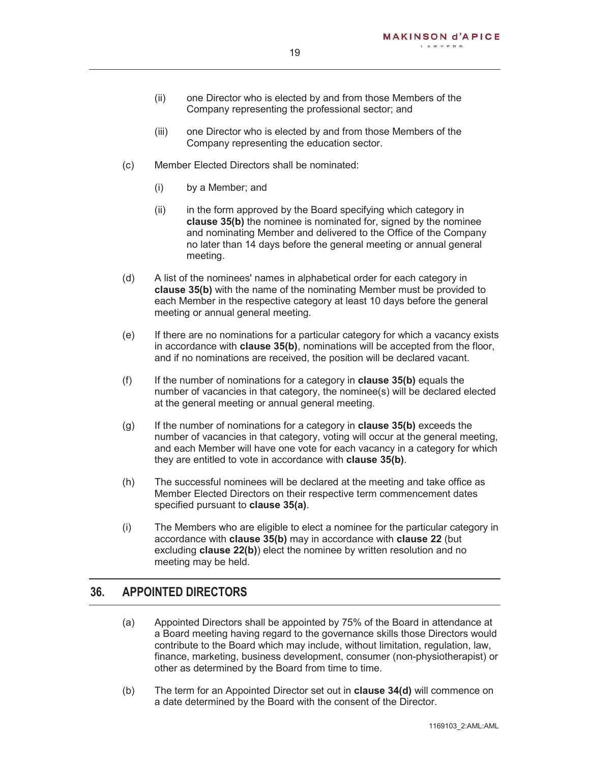(ii) one Director who is elected by and from those Members of the Company representing the professional sector; and

(iii) one Director who is elected by and from those Members of the Company representing the education sector.

(c) Member Elected Directors shall be nominated:

(i) by a Member; and

(ii) in the form approved by the Board specifying which category in **clause 35(b)** the nominee is nominated for, signed by the nominee and nominating Member and delivered to the Office of the Company no later than 14 days before the general meeting or annual general meeting.

(d) A list of the nominees' names in alphabetical order for each category in **clause 35(b)** with the name of the nominating Member must be provided to each Member in the respective category at least 10 days before the general meeting or annual general meeting.

(e) If there are no nominations for a particular category for which a vacancy exists in accordance with **clause 35(b)**, nominations will be accepted from the floor, and if no nominations are received, the position will be declared vacant.

(f) If the number of nominations for a category in **clause 35(b)** equals the number of vacancies in that category, the nominee(s) will be declared elected at the general meeting or annual general meeting.

(g) If the number of nominations for a category in **clause 35(b)** exceeds the number of vacancies in that category, voting will occur at the general meeting, and each Member will have one vote for each vacancy in a category for which they are entitled to vote in accordance with **clause 35(b)**.

(h) The successful nominees will be declared at the meeting and take office as Member Elected Directors on their respective term commencement dates specified pursuant to **clause 35(a)**.

(i) The Members who are eligible to elect a nominee for the particular category in accordance with **clause 35(b)** may in accordance with **clause 22** (but excluding **clause 22(b)**) elect the nominee by written resolution and no meeting may be held.

## 36. APPOINTED DIRECTORS

(a) Appointed Directors shall be appointed by 75% of the Board in attendance at a Board meeting having regard to the governance skills those Directors would contribute to the Board which may include, without limitation, regulation, law, finance, marketing, business development, consumer (non-physiotherapist) or other as determined by the Board from time to time.

(b) The term for an Appointed Director set out in **clause 34(d)** will commence on a date determined by the Board with the consent of the Director.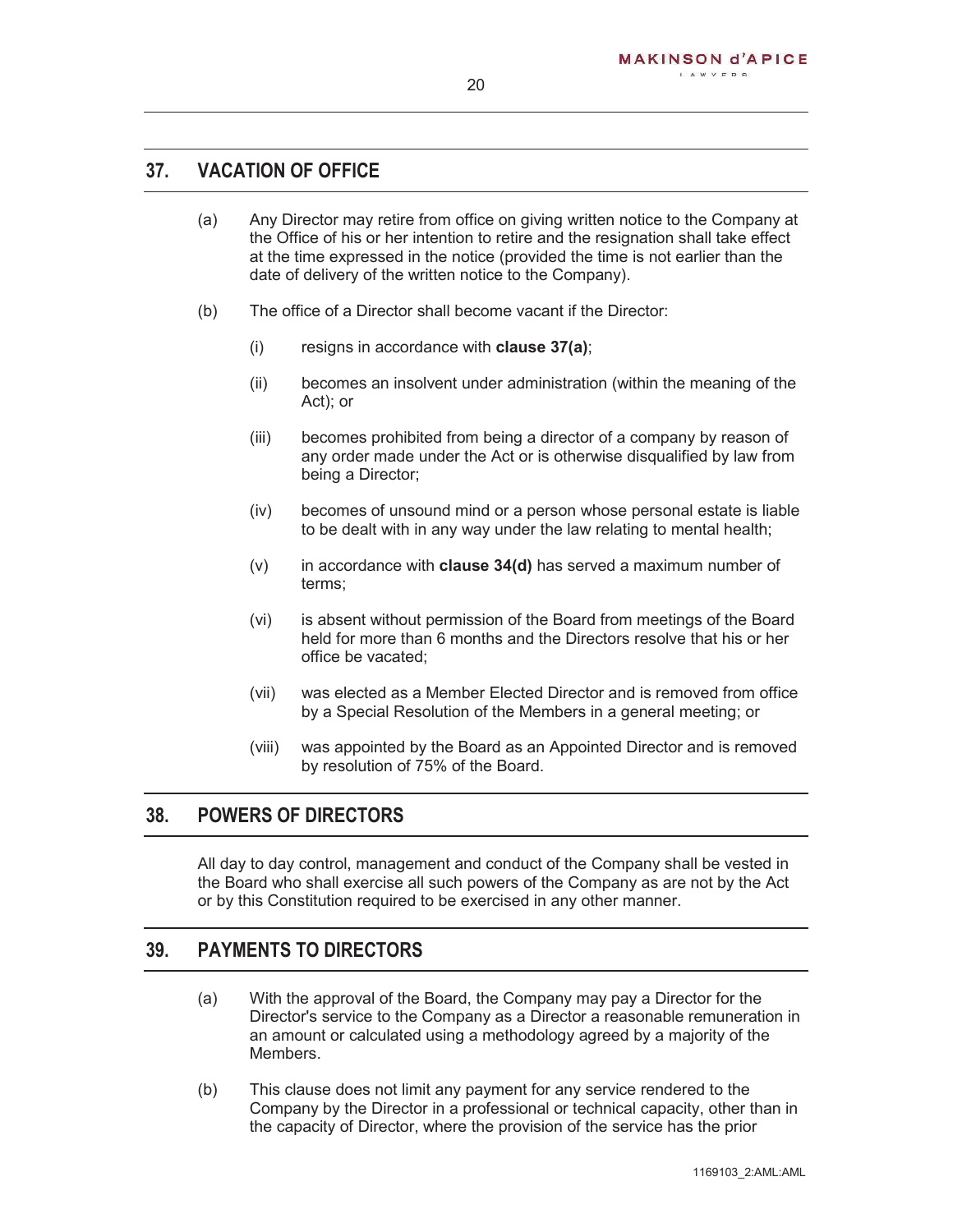## 37. VACATION OF OFFICE

(a) Any Director may retire from office on giving written notice to the Company at the Office of his or her intention to retire and the resignation shall take effect at the time expressed in the notice (provided the time is not earlier than the date of delivery of the written notice to the Company).

(b) The office of a Director shall become vacant if the Director:

  (i) resigns in accordance with **clause 37(a)**;

  (ii) becomes an insolvent under administration (within the meaning of the Act); or

  (iii) becomes prohibited from being a director of a company by reason of any order made under the Act or is otherwise disqualified by law from being a Director;

  (iv) becomes of unsound mind or a person whose personal estate is liable to be dealt with in any way under the law relating to mental health;

  (v) in accordance with **clause 34(d)** has served a maximum number of terms;

  (vi) is absent without permission of the Board from meetings of the Board held for more than 6 months and the Directors resolve that his or her office be vacated;

  (vii) was elected as a Member Elected Director and is removed from office by a Special Resolution of the Members in a general meeting; or

  (viii) was appointed by the Board as an Appointed Director and is removed by resolution of 75% of the Board.

## 38. POWERS OF DIRECTORS

All day to day control, management and conduct of the Company shall be vested in the Board who shall exercise all such powers of the Company as are not by the Act or by this Constitution required to be exercised in any other manner.

## 39. PAYMENTS TO DIRECTORS

(a) With the approval of the Board, the Company may pay a Director for the Director's service to the Company as a Director a reasonable remuneration in an amount or calculated using a methodology agreed by a majority of the Members.

(b) This clause does not limit any payment for any service rendered to the Company by the Director in a professional or technical capacity, other than in the capacity of Director, where the provision of the service has the prior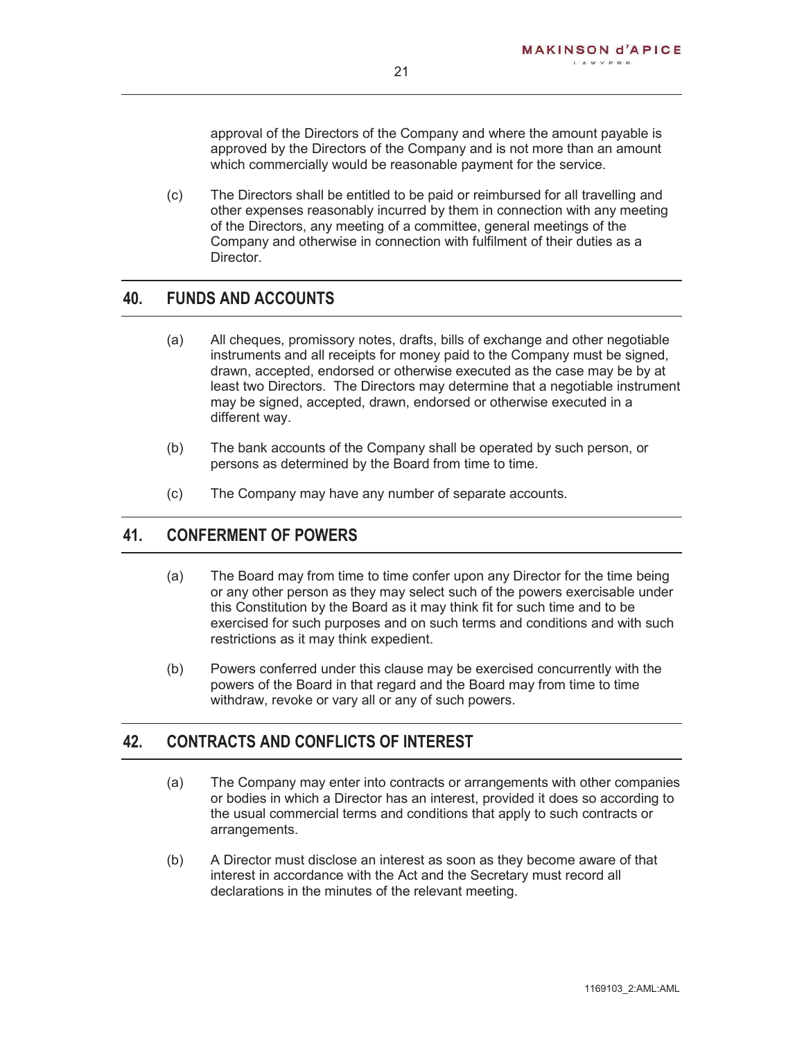approval of the Directors of the Company and where the amount payable is approved by the Directors of the Company and is not more than an amount which commercially would be reasonable payment for the service.

(c) The Directors shall be entitled to be paid or reimbursed for all travelling and other expenses reasonably incurred by them in connection with any meeting of the Directors, any meeting of a committee, general meetings of the Company and otherwise in connection with fulfilment of their duties as a Director.

## 40. FUNDS AND ACCOUNTS

(a) All cheques, promissory notes, drafts, bills of exchange and other negotiable instruments and all receipts for money paid to the Company must be signed, drawn, accepted, endorsed or otherwise executed as the case may be by at least two Directors. The Directors may determine that a negotiable instrument may be signed, accepted, drawn, endorsed or otherwise executed in a different way.

(b) The bank accounts of the Company shall be operated by such person, or persons as determined by the Board from time to time.

(c) The Company may have any number of separate accounts.

## 41. CONFERMENT OF POWERS

(a) The Board may from time to time confer upon any Director for the time being or any other person as they may select such of the powers exercisable under this Constitution by the Board as it may think fit for such time and to be exercised for such purposes and on such terms and conditions and with such restrictions as it may think expedient.

(b) Powers conferred under this clause may be exercised concurrently with the powers of the Board in that regard and the Board may from time to time withdraw, revoke or vary all or any of such powers.

## 42. CONTRACTS AND CONFLICTS OF INTEREST

(a) The Company may enter into contracts or arrangements with other companies or bodies in which a Director has an interest, provided it does so according to the usual commercial terms and conditions that apply to such contracts or arrangements.

(b) A Director must disclose an interest as soon as they become aware of that interest in accordance with the Act and the Secretary must record all declarations in the minutes of the relevant meeting.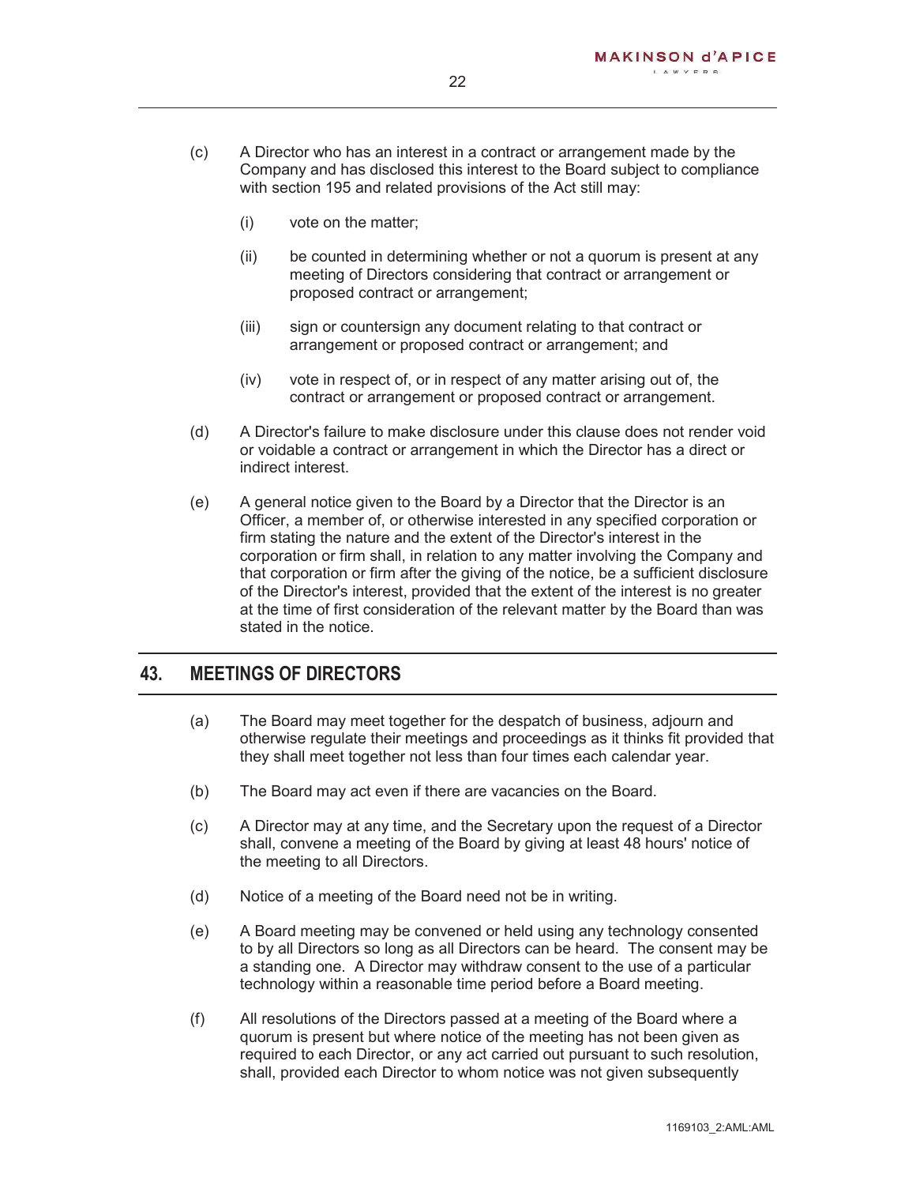(c) A Director who has an interest in a contract or arrangement made by the Company and has disclosed this interest to the Board subject to compliance with section 195 and related provisions of the Act still may:

   (i) vote on the matter;

   (ii) be counted in determining whether or not a quorum is present at any meeting of Directors considering that contract or arrangement or proposed contract or arrangement;

   (iii) sign or countersign any document relating to that contract or arrangement or proposed contract or arrangement; and

   (iv) vote in respect of, or in respect of any matter arising out of, the contract or arrangement or proposed contract or arrangement.

(d) A Director's failure to make disclosure under this clause does not render void or voidable a contract or arrangement in which the Director has a direct or indirect interest.

(e) A general notice given to the Board by a Director that the Director is an Officer, a member of, or otherwise interested in any specified corporation or firm stating the nature and the extent of the Director's interest in the corporation or firm shall, in relation to any matter involving the Company and that corporation or firm after the giving of the notice, be a sufficient disclosure of the Director's interest, provided that the extent of the interest is no greater at the time of first consideration of the relevant matter by the Board than was stated in the notice.

## 43. MEETINGS OF DIRECTORS

(a) The Board may meet together for the despatch of business, adjourn and otherwise regulate their meetings and proceedings as it thinks fit provided that they shall meet together not less than four times each calendar year.

(b) The Board may act even if there are vacancies on the Board.

(c) A Director may at any time, and the Secretary upon the request of a Director shall, convene a meeting of the Board by giving at least 48 hours' notice of the meeting to all Directors.

(d) Notice of a meeting of the Board need not be in writing.

(e) A Board meeting may be convened or held using any technology consented to by all Directors so long as all Directors can be heard. The consent may be a standing one. A Director may withdraw consent to the use of a particular technology within a reasonable time period before a Board meeting.

(f) All resolutions of the Directors passed at a meeting of the Board where a quorum is present but where notice of the meeting has not been given as required to each Director, or any act carried out pursuant to such resolution, shall, provided each Director to whom notice was not given subsequently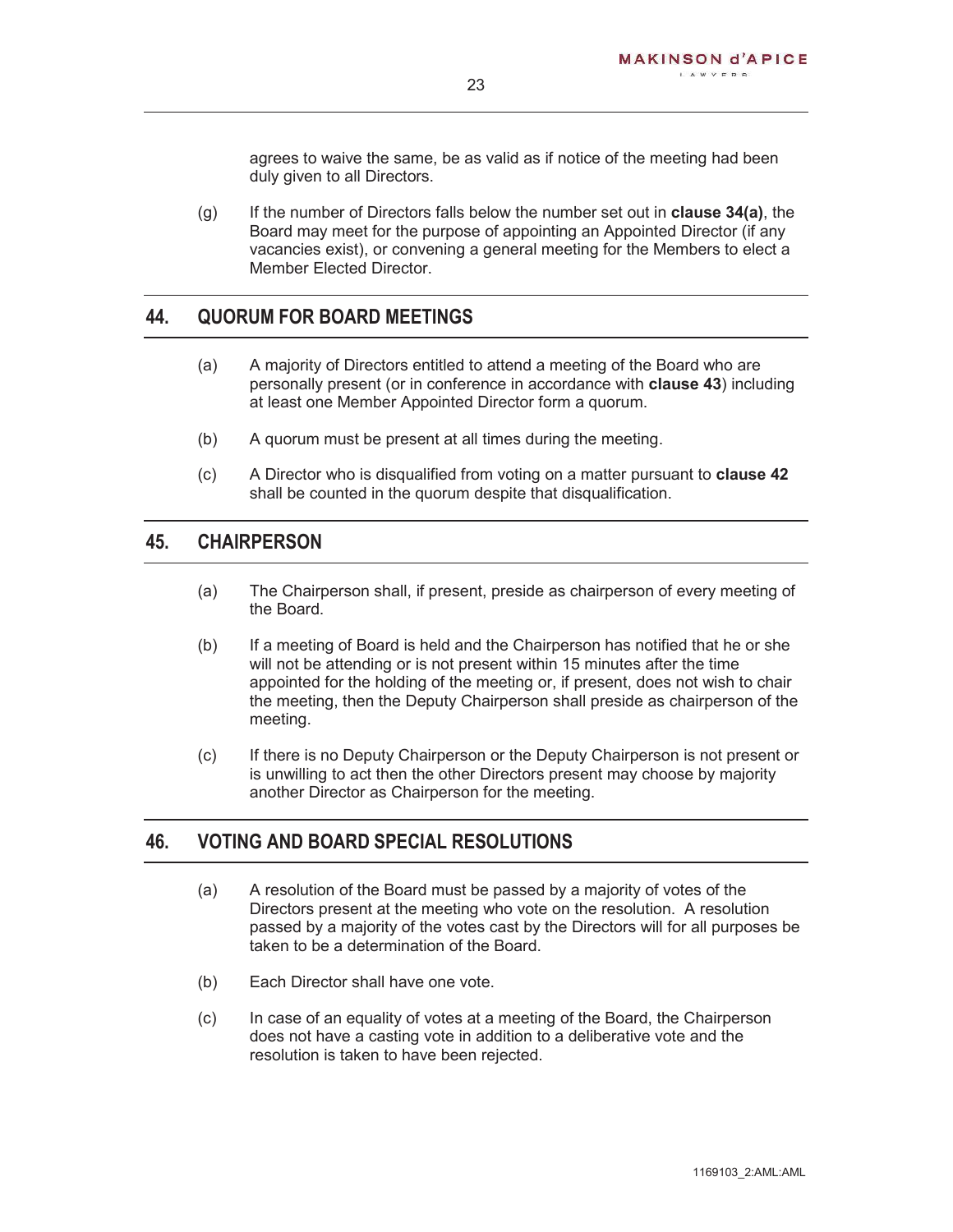agrees to waive the same, be as valid as if notice of the meeting had been duly given to all Directors.

(g) If the number of Directors falls below the number set out in **clause 34(a)**, the Board may meet for the purpose of appointing an Appointed Director (if any vacancies exist), or convening a general meeting for the Members to elect a Member Elected Director.

## 44. QUORUM FOR BOARD MEETINGS

(a) A majority of Directors entitled to attend a meeting of the Board who are personally present (or in conference in accordance with **clause 43**) including at least one Member Appointed Director form a quorum.

(b) A quorum must be present at all times during the meeting.

(c) A Director who is disqualified from voting on a matter pursuant to **clause 42** shall be counted in the quorum despite that disqualification.

## 45. CHAIRPERSON

(a) The Chairperson shall, if present, preside as chairperson of every meeting of the Board.

(b) If a meeting of Board is held and the Chairperson has notified that he or she will not be attending or is not present within 15 minutes after the time appointed for the holding of the meeting or, if present, does not wish to chair the meeting, then the Deputy Chairperson shall preside as chairperson of the meeting.

(c) If there is no Deputy Chairperson or the Deputy Chairperson is not present or is unwilling to act then the other Directors present may choose by majority another Director as Chairperson for the meeting.

## 46. VOTING AND BOARD SPECIAL RESOLUTIONS

(a) A resolution of the Board must be passed by a majority of votes of the Directors present at the meeting who vote on the resolution. A resolution passed by a majority of the votes cast by the Directors will for all purposes be taken to be a determination of the Board.

(b) Each Director shall have one vote.

(c) In case of an equality of votes at a meeting of the Board, the Chairperson does not have a casting vote in addition to a deliberative vote and the resolution is taken to have been rejected.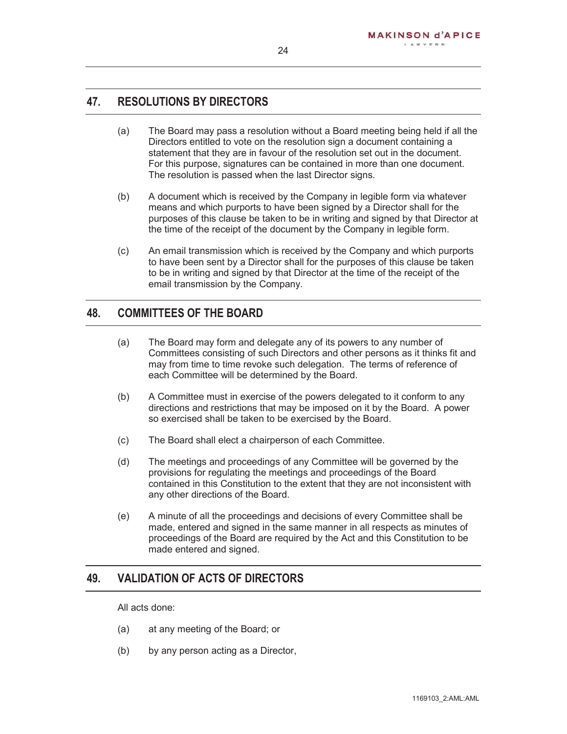## 47. RESOLUTIONS BY DIRECTORS

(a) The Board may pass a resolution without a Board meeting being held if all the Directors entitled to vote on the resolution sign a document containing a statement that they are in favour of the resolution set out in the document. For this purpose, signatures can be contained in more than one document. The resolution is passed when the last Director signs.

(b) A document which is received by the Company in legible form via whatever means and which purports to have been signed by a Director shall for the purposes of this clause be taken to be in writing and signed by that Director at the time of the receipt of the document by the Company in legible form.

(c) An email transmission which is received by the Company and which purports to have been sent by a Director shall for the purposes of this clause be taken to be in writing and signed by that Director at the time of the receipt of the email transmission by the Company.

## 48. COMMITTEES OF THE BOARD

(a) The Board may form and delegate any of its powers to any number of Committees consisting of such Directors and other persons as it thinks fit and may from time to time revoke such delegation. The terms of reference of each Committee will be determined by the Board.

(b) A Committee must in exercise of the powers delegated to it conform to any directions and restrictions that may be imposed on it by the Board. A power so exercised shall be taken to be exercised by the Board.

(c) The Board shall elect a chairperson of each Committee.

(d) The meetings and proceedings of any Committee will be governed by the provisions for regulating the meetings and proceedings of the Board contained in this Constitution to the extent that they are not inconsistent with any other directions of the Board.

(e) A minute of all the proceedings and decisions of every Committee shall be made, entered and signed in the same manner in all respects as minutes of proceedings of the Board are required by the Act and this Constitution to be made entered and signed.

## 49. VALIDATION OF ACTS OF DIRECTORS

All acts done:

(a) at any meeting of the Board; or

(b) by any person acting as a Director,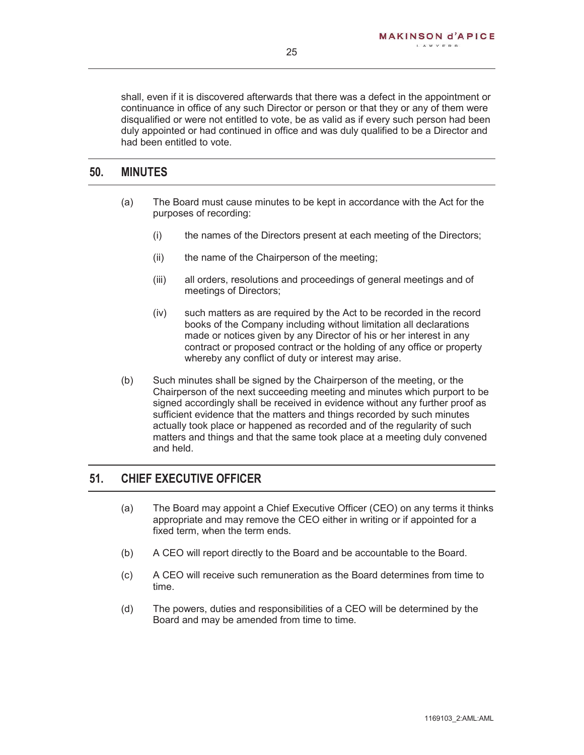shall, even if it is discovered afterwards that there was a defect in the appointment or continuance in office of any such Director or person or that they or any of them were disqualified or were not entitled to vote, be as valid as if every such person had been duly appointed or had continued in office and was duly qualified to be a Director and had been entitled to vote.

## 50. MINUTES

(a) The Board must cause minutes to be kept in accordance with the Act for the purposes of recording:

(i) the names of the Directors present at each meeting of the Directors;

(ii) the name of the Chairperson of the meeting;

(iii) all orders, resolutions and proceedings of general meetings and of meetings of Directors;

(iv) such matters as are required by the Act to be recorded in the record books of the Company including without limitation all declarations made or notices given by any Director of his or her interest in any contract or proposed contract or the holding of any office or property whereby any conflict of duty or interest may arise.

(b) Such minutes shall be signed by the Chairperson of the meeting, or the Chairperson of the next succeeding meeting and minutes which purport to be signed accordingly shall be received in evidence without any further proof as sufficient evidence that the matters and things recorded by such minutes actually took place or happened as recorded and of the regularity of such matters and things and that the same took place at a meeting duly convened and held.

## 51. CHIEF EXECUTIVE OFFICER

(a) The Board may appoint a Chief Executive Officer (CEO) on any terms it thinks appropriate and may remove the CEO either in writing or if appointed for a fixed term, when the term ends.

(b) A CEO will report directly to the Board and be accountable to the Board.

(c) A CEO will receive such remuneration as the Board determines from time to time.

(d) The powers, duties and responsibilities of a CEO will be determined by the Board and may be amended from time to time.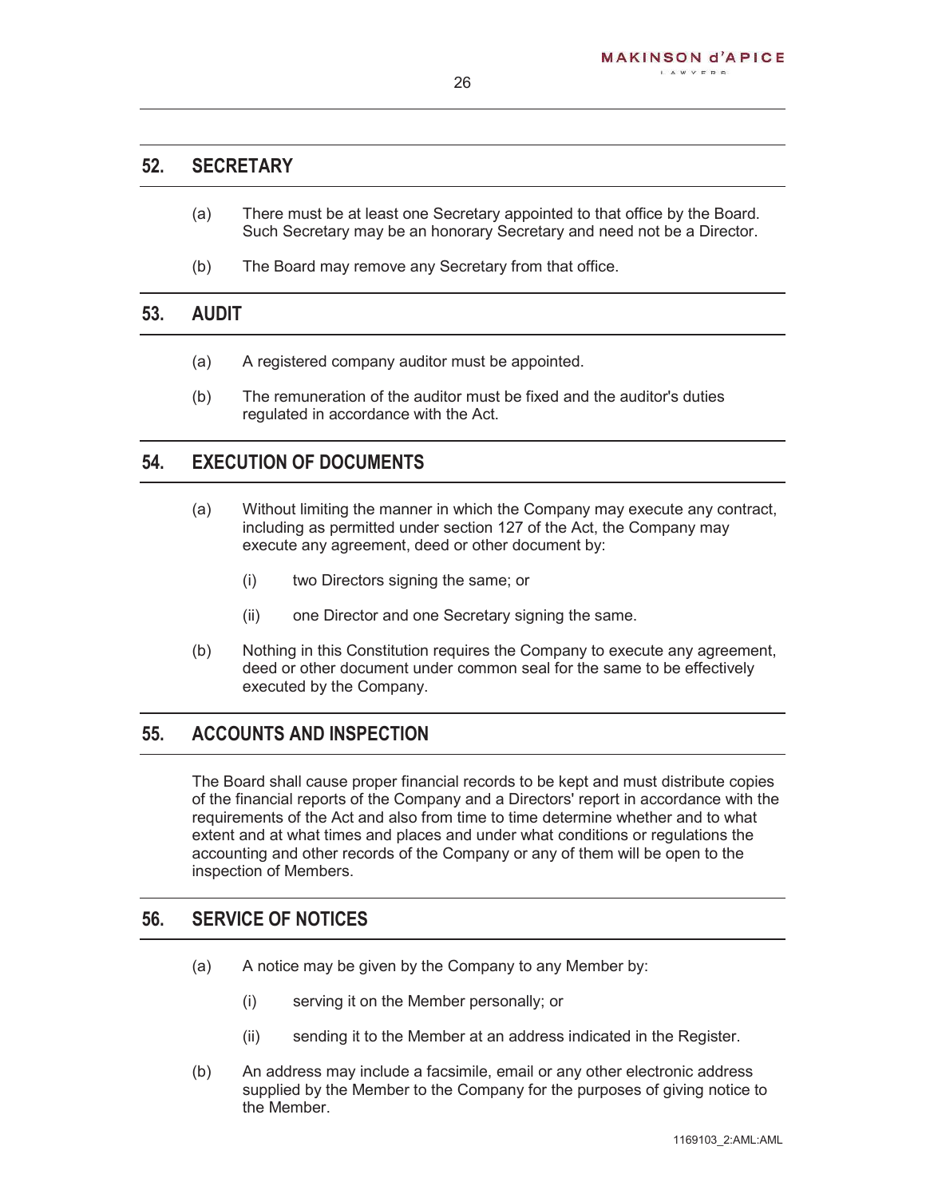## 52. SECRETARY

(a) There must be at least one Secretary appointed to that office by the Board. Such Secretary may be an honorary Secretary and need not be a Director.

(b) The Board may remove any Secretary from that office.

## 53. AUDIT

(a) A registered company auditor must be appointed.

(b) The remuneration of the auditor must be fixed and the auditor's duties regulated in accordance with the Act.

## 54. EXECUTION OF DOCUMENTS

(a) Without limiting the manner in which the Company may execute any contract, including as permitted under section 127 of the Act, the Company may execute any agreement, deed or other document by:

  (i) two Directors signing the same; or

  (ii) one Director and one Secretary signing the same.

(b) Nothing in this Constitution requires the Company to execute any agreement, deed or other document under common seal for the same to be effectively executed by the Company.

## 55. ACCOUNTS AND INSPECTION

The Board shall cause proper financial records to be kept and must distribute copies of the financial reports of the Company and a Directors' report in accordance with the requirements of the Act and also from time to time determine whether and to what extent and at what times and places and under what conditions or regulations the accounting and other records of the Company or any of them will be open to the inspection of Members.

## 56. SERVICE OF NOTICES

(a) A notice may be given by the Company to any Member by:

  (i) serving it on the Member personally; or

  (ii) sending it to the Member at an address indicated in the Register.

(b) An address may include a facsimile, email or any other electronic address supplied by the Member to the Company for the purposes of giving notice to the Member.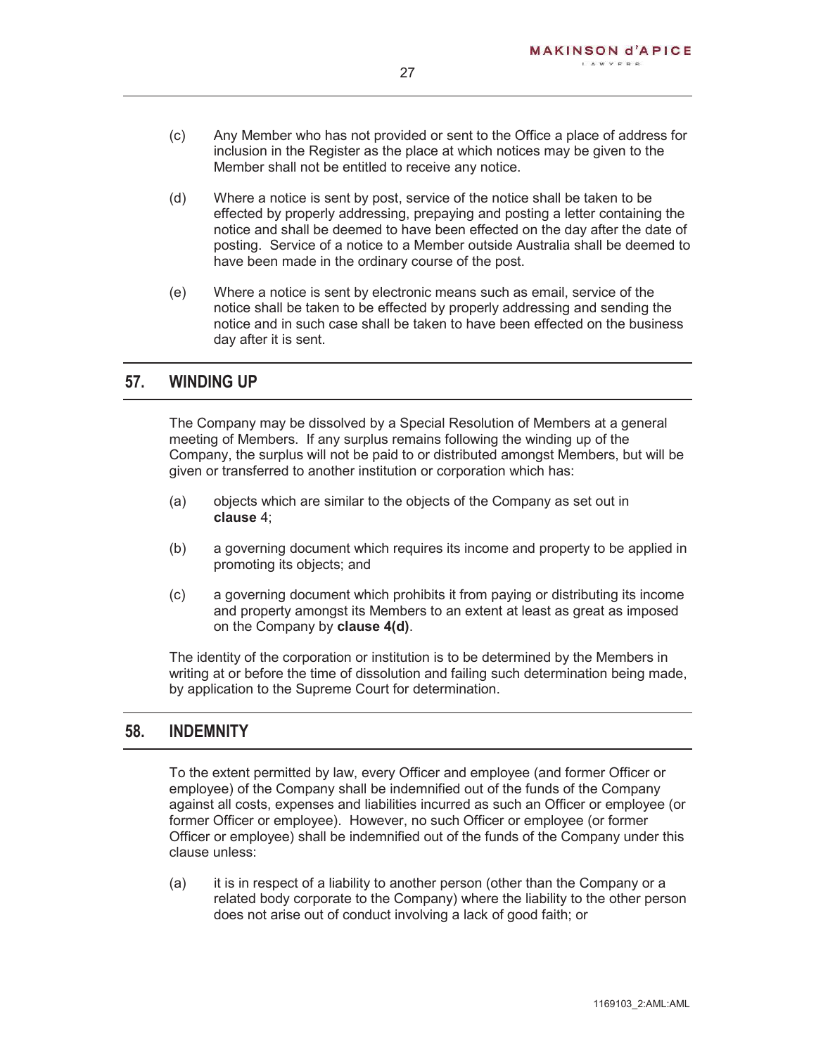(c) Any Member who has not provided or sent to the Office a place of address for inclusion in the Register as the place at which notices may be given to the Member shall not be entitled to receive any notice.

(d) Where a notice is sent by post, service of the notice shall be taken to be effected by properly addressing, prepaying and posting a letter containing the notice and shall be deemed to have been effected on the day after the date of posting. Service of a notice to a Member outside Australia shall be deemed to have been made in the ordinary course of the post.

(e) Where a notice is sent by electronic means such as email, service of the notice shall be taken to be effected by properly addressing and sending the notice and in such case shall be taken to have been effected on the business day after it is sent.

## 57. WINDING UP

The Company may be dissolved by a Special Resolution of Members at a general meeting of Members. If any surplus remains following the winding up of the Company, the surplus will not be paid to or distributed amongst Members, but will be given or transferred to another institution or corporation which has:

(a) objects which are similar to the objects of the Company as set out in **clause** 4;

(b) a governing document which requires its income and property to be applied in promoting its objects; and

(c) a governing document which prohibits it from paying or distributing its income and property amongst its Members to an extent at least as great as imposed on the Company by **clause 4(d)**.

The identity of the corporation or institution is to be determined by the Members in writing at or before the time of dissolution and failing such determination being made, by application to the Supreme Court for determination.

## 58. INDEMNITY

To the extent permitted by law, every Officer and employee (and former Officer or employee) of the Company shall be indemnified out of the funds of the Company against all costs, expenses and liabilities incurred as such an Officer or employee (or former Officer or employee). However, no such Officer or employee (or former Officer or employee) shall be indemnified out of the funds of the Company under this clause unless:

(a) it is in respect of a liability to another person (other than the Company or a related body corporate to the Company) where the liability to the other person does not arise out of conduct involving a lack of good faith; or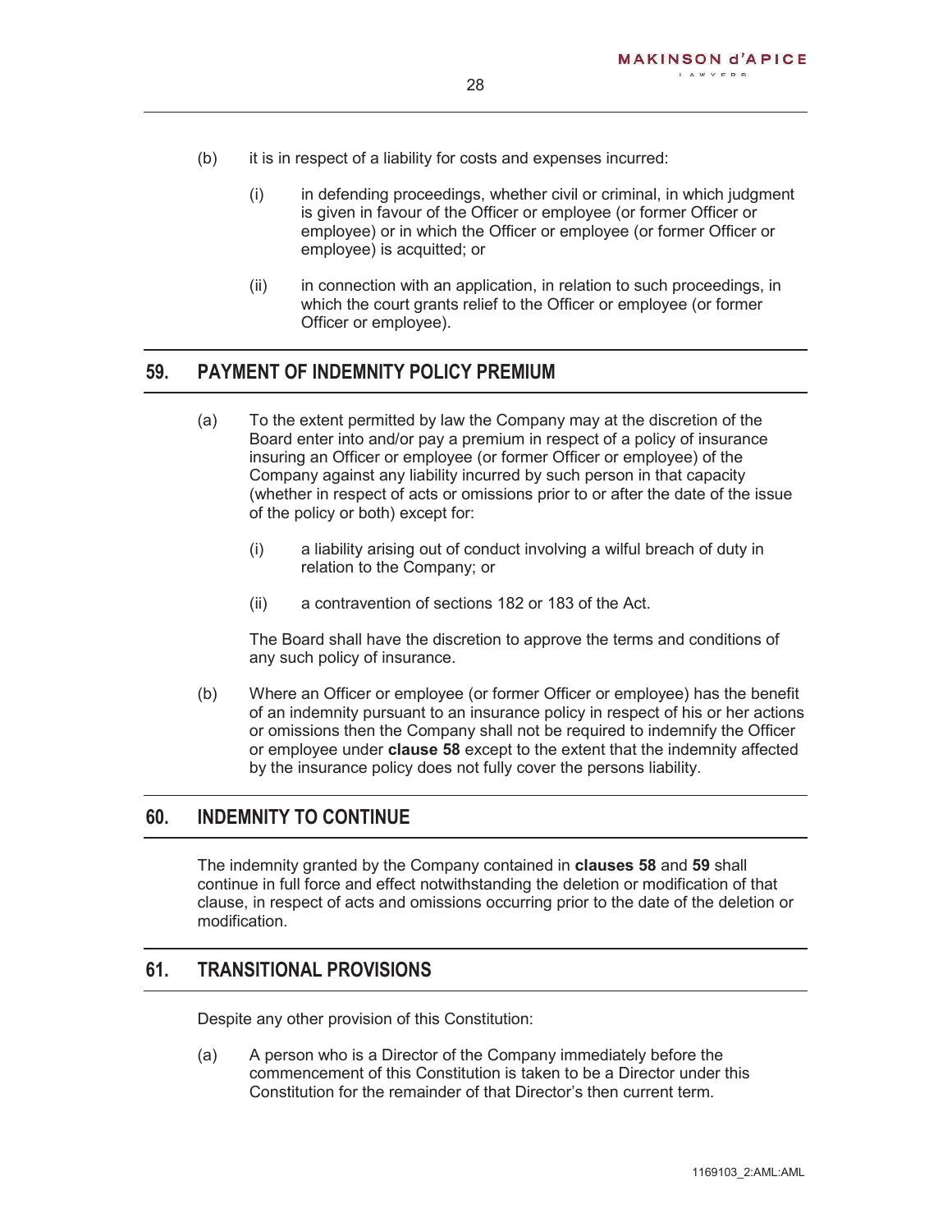(b) it is in respect of a liability for costs and expenses incurred:

   (i) in defending proceedings, whether civil or criminal, in which judgment is given in favour of the Officer or employee (or former Officer or employee) or in which the Officer or employee (or former Officer or employee) is acquitted; or

   (ii) in connection with an application, in relation to such proceedings, in which the court grants relief to the Officer or employee (or former Officer or employee).

## 59. PAYMENT OF INDEMNITY POLICY PREMIUM

(a) To the extent permitted by law the Company may at the discretion of the Board enter into and/or pay a premium in respect of a policy of insurance insuring an Officer or employee (or former Officer or employee) of the Company against any liability incurred by such person in that capacity (whether in respect of acts or omissions prior to or after the date of the issue of the policy or both) except for:

   (i) a liability arising out of conduct involving a wilful breach of duty in relation to the Company; or

   (ii) a contravention of sections 182 or 183 of the Act.

   The Board shall have the discretion to approve the terms and conditions of any such policy of insurance.

(b) Where an Officer or employee (or former Officer or employee) has the benefit of an indemnity pursuant to an insurance policy in respect of his or her actions or omissions then the Company shall not be required to indemnify the Officer or employee under **clause 58** except to the extent that the indemnity affected by the insurance policy does not fully cover the persons liability.

## 60. INDEMNITY TO CONTINUE

The indemnity granted by the Company contained in **clauses 58** and **59** shall continue in full force and effect notwithstanding the deletion or modification of that clause, in respect of acts and omissions occurring prior to the date of the deletion or modification.

## 61. TRANSITIONAL PROVISIONS

Despite any other provision of this Constitution:

(a) A person who is a Director of the Company immediately before the commencement of this Constitution is taken to be a Director under this Constitution for the remainder of that Director's then current term.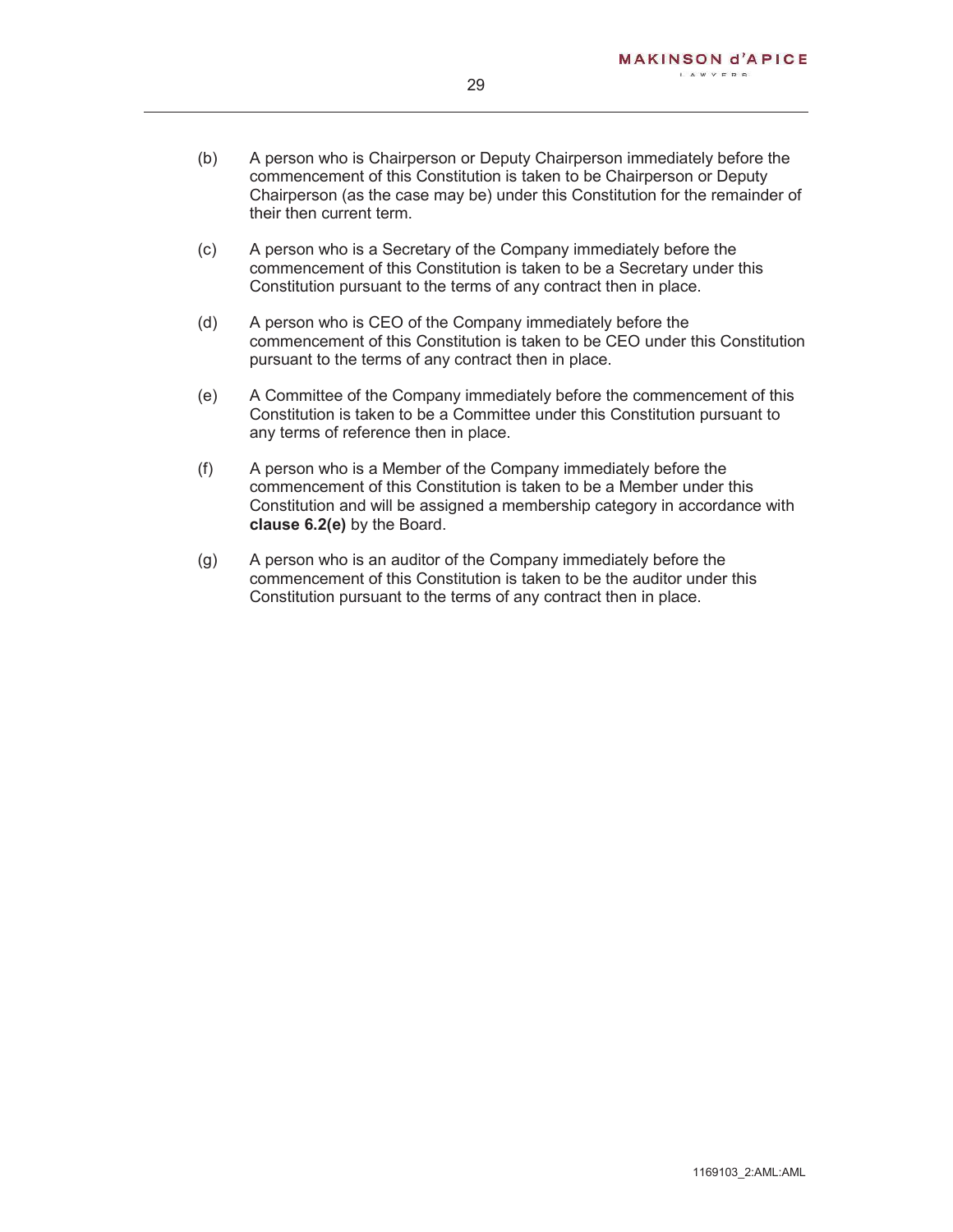(b) A person who is Chairperson or Deputy Chairperson immediately before the commencement of this Constitution is taken to be Chairperson or Deputy Chairperson (as the case may be) under this Constitution for the remainder of their then current term.

(c) A person who is a Secretary of the Company immediately before the commencement of this Constitution is taken to be a Secretary under this Constitution pursuant to the terms of any contract then in place.

(d) A person who is CEO of the Company immediately before the commencement of this Constitution is taken to be CEO under this Constitution pursuant to the terms of any contract then in place.

(e) A Committee of the Company immediately before the commencement of this Constitution is taken to be a Committee under this Constitution pursuant to any terms of reference then in place.

(f) A person who is a Member of the Company immediately before the commencement of this Constitution is taken to be a Member under this Constitution and will be assigned a membership category in accordance with **clause 6.2(e)** by the Board.

(g) A person who is an auditor of the Company immediately before the commencement of this Constitution is taken to be the auditor under this Constitution pursuant to the terms of any contract then in place.